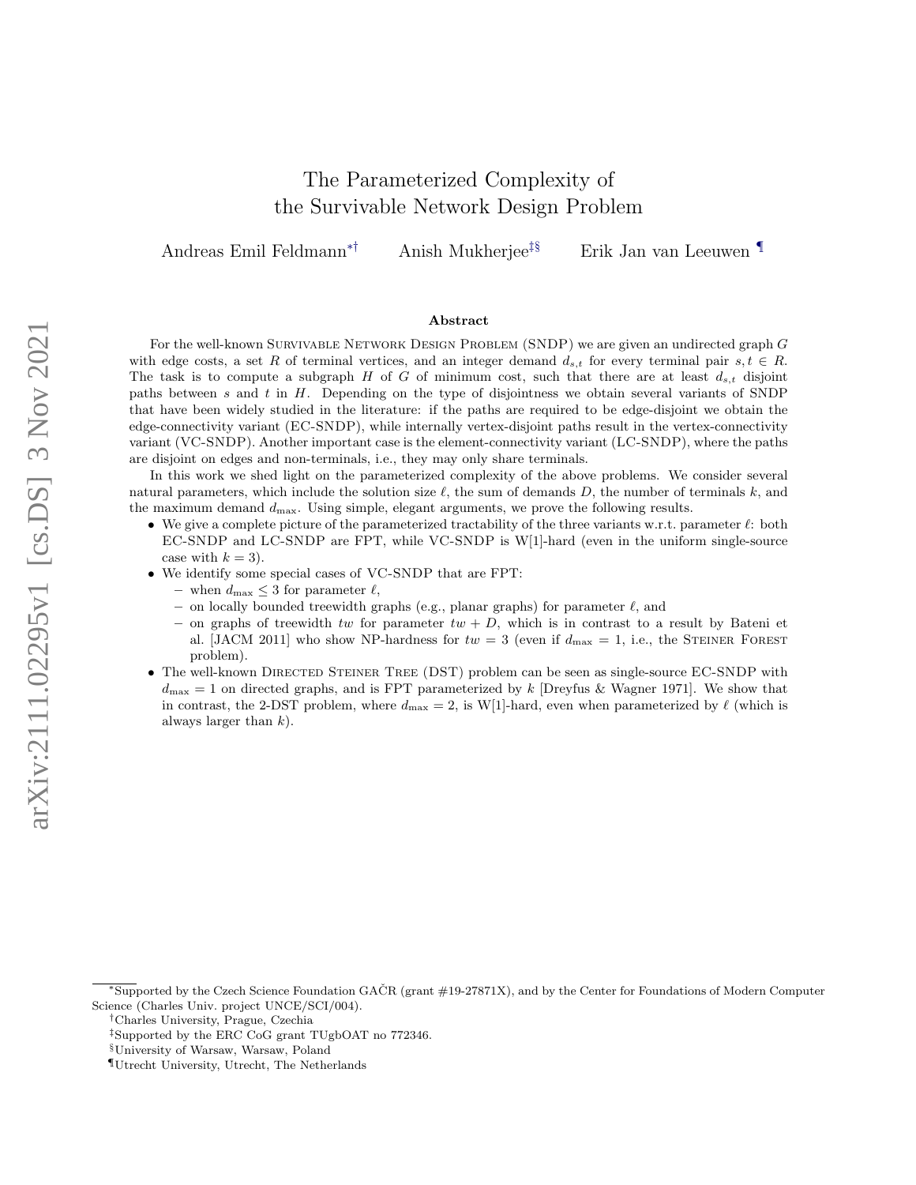# The Parameterized Complexity of the Survivable Network Design Problem

Andreas Emil Feldmann[*,†] Anish Mukherjee[‡,§] Erik Jan van Leeuwen[¶]

## Abstract

For the well-known Survivable Network Design Problem (SNDP) we are given an undirected graph $G$ with edge costs, a set $R$ of terminal vertices, and an integer demand $d_{s,t}$ for every terminal pair $s, t \in R$. The task is to compute a subgraph $H$ of $G$ of minimum cost, such that there are at least $d_{s,t}$ disjoint paths between $s$ and $t$ in $H$. Depending on the type of disjointness we obtain several variants of SNDP that have been widely studied in the literature: if the paths are required to be edge-disjoint we obtain the edge-connectivity variant (EC-SNDP), while internally vertex-disjoint paths result in the vertex-connectivity variant (VC-SNDP). Another important case is the element-connectivity variant (LC-SNDP), where the paths are disjoint on edges and non-terminals, i.e., they may only share terminals.

In this work we shed light on the parameterized complexity of the above problems. We consider several natural parameters, which include the solution size $\ell$, the sum of demands $D$, the number of terminals $k$, and the maximum demand $d_{\max}$. Using simple, elegant arguments, we prove the following results.

- We give a complete picture of the parameterized tractability of the three variants w.r.t. parameter $\ell$: both EC-SNDP and LC-SNDP are FPT, while VC-SNDP is W[1]-hard (even in the uniform single-source case with $k = 3$).
- We identify some special cases of VC-SNDP that are FPT:
  - when $d_{\max} \leq 3$ for parameter $\ell$,
  - on locally bounded treewidth graphs (e.g., planar graphs) for parameter $\ell$, and
  - on graphs of treewidth $tw$ for parameter $tw + D$, which is in contrast to a result by Bateni et al. [JACM 2011] who show NP-hardness for $tw = 3$ (even if $d_{\max} = 1$, i.e., the Steiner Forest problem).
- The well-known Directed Steiner Tree (DST) problem can be seen as single-source EC-SNDP with $d_{\max} = 1$ on directed graphs, and is FPT parameterized by $k$ [Dreyfus & Wagner 1971]. We show that in contrast, the 2-DST problem, where $d_{\max} = 2$, is W[1]-hard, even when parameterized by $\ell$ (which is always larger than $k$).

---

[*] Supported by the Czech Science Foundation GAČR (grant #19-27871X), and by the Center for Foundations of Modern Computer Science (Charles Univ. project UNCE/SCI/004).

[†] Charles University, Prague, Czechia

[‡] Supported by the ERC CoG grant TUgbOAT no 772346.

[§] University of Warsaw, Warsaw, Poland

[¶] Utrecht University, Utrecht, The Netherlands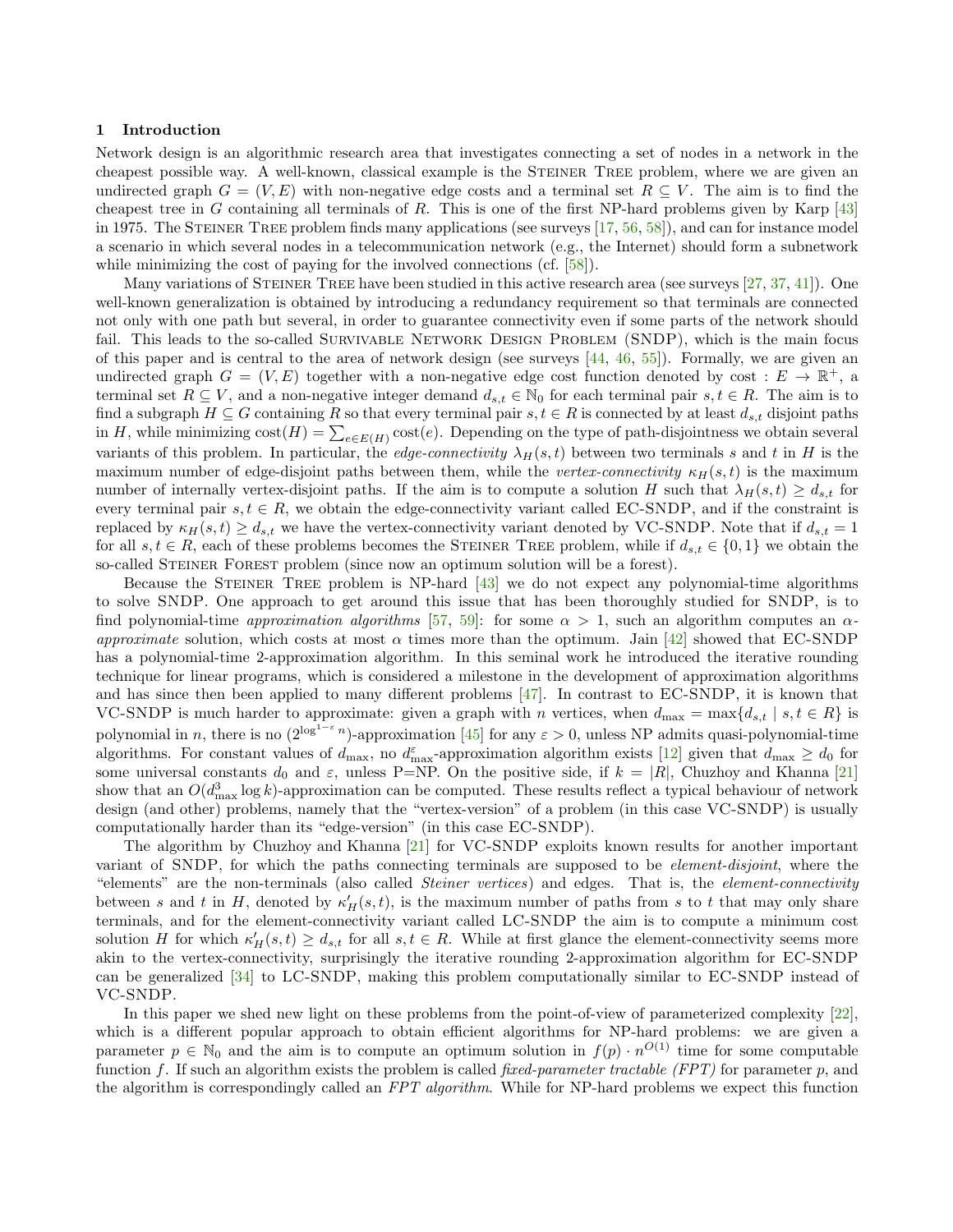## 1 Introduction

Network design is an algorithmic research area that investigates connecting a set of nodes in a network in the cheapest possible way. A well-known, classical example is the Steiner Tree problem, where we are given an undirected graph $G = (V, E)$ with non-negative edge costs and a terminal set $R \subseteq V$. The aim is to find the cheapest tree in $G$ containing all terminals of $R$. This is one of the first NP-hard problems given by Karp [43] in 1975. The Steiner Tree problem finds many applications (see surveys [17, 56, 58]), and can for instance model a scenario in which several nodes in a telecommunication network (e.g., the Internet) should form a subnetwork while minimizing the cost of paying for the involved connections (cf. [58]).

Many variations of Steiner Tree have been studied in this active research area (see surveys [27, 37, 41]). One well-known generalization is obtained by introducing a redundancy requirement so that terminals are connected not only with one path but several, in order to guarantee connectivity even if some parts of the network should fail. This leads to the so-called Survivable Network Design Problem (SNDP), which is the main focus of this paper and is central to the area of network design (see surveys [44, 46, 55]). Formally, we are given an undirected graph $G = (V, E)$ together with a non-negative edge cost function denoted by $\text{cost} : E \to \mathbb{R}^+$, a terminal set $R \subseteq V$, and a non-negative integer demand $d_{s,t} \in \mathbb{N}_0$ for each terminal pair $s, t \in R$. The aim is to find a subgraph $H \subseteq G$ containing $R$ so that every terminal pair $s, t \in R$ is connected by at least $d_{s,t}$ disjoint paths in $H$, while minimizing $\text{cost}(H) = \sum_{e \in E(H)} \text{cost}(e)$. Depending on the type of path-disjointness we obtain several variants of this problem. In particular, the *edge-connectivity* $\lambda_H(s, t)$ between two terminals $s$ and $t$ in $H$ is the maximum number of edge-disjoint paths between them, while the *vertex-connectivity* $\kappa_H(s, t)$ is the maximum number of internally vertex-disjoint paths. If the aim is to compute a solution $H$ such that $\lambda_H(s, t) \geq d_{s,t}$ for every terminal pair $s, t \in R$, we obtain the edge-connectivity variant called EC-SNDP, and if the constraint is replaced by $\kappa_H(s, t) \geq d_{s,t}$ we have the vertex-connectivity variant denoted by VC-SNDP. Note that if $d_{s,t} = 1$ for all $s, t \in R$, each of these problems becomes the Steiner Tree problem, while if $d_{s,t} \in \{0, 1\}$ we obtain the so-called Steiner Forest problem (since now an optimum solution will be a forest).

Because the Steiner Tree problem is NP-hard [43] we do not expect any polynomial-time algorithms to solve SNDP. One approach to get around this issue that has been thoroughly studied for SNDP, is to find polynomial-time *approximation algorithms* [57, 59]: for some $\alpha > 1$, such an algorithm computes an $\alpha$-*approximate* solution, which costs at most $\alpha$ times more than the optimum. Jain [42] showed that EC-SNDP has a polynomial-time 2-approximation algorithm. In this seminal work he introduced the iterative rounding technique for linear programs, which is considered a milestone in the development of approximation algorithms and has since then been applied to many different problems [47]. In contrast to EC-SNDP, it is known that VC-SNDP is much harder to approximate: given a graph with $n$ vertices, when $d_{\max} = \max\{d_{s,t} \mid s, t \in R\}$ is polynomial in $n$, there is no $(2^{\log^{1-\varepsilon} n})$-approximation [45] for any $\varepsilon > 0$, unless NP admits quasi-polynomial-time algorithms. For constant values of $d_{\max}$, no $d_{\max}^{\varepsilon}$-approximation algorithm exists [12] given that $d_{\max} \geq d_0$ for some universal constants $d_0$ and $\varepsilon$, unless P=NP. On the positive side, if $k = |R|$, Chuzhoy and Khanna [21] show that an $O(d_{\max}^3 \log k)$-approximation can be computed. These results reflect a typical behaviour of network design (and other) problems, namely that the "vertex-version" of a problem (in this case VC-SNDP) is usually computationally harder than its "edge-version" (in this case EC-SNDP).

The algorithm by Chuzhoy and Khanna [21] for VC-SNDP exploits known results for another important variant of SNDP, for which the paths connecting terminals are supposed to be *element-disjoint*, where the "elements" are the non-terminals (also called *Steiner vertices*) and edges. That is, the *element-connectivity* between $s$ and $t$ in $H$, denoted by $\kappa'_H(s, t)$, is the maximum number of paths from $s$ to $t$ that may only share terminals, and for the element-connectivity variant called LC-SNDP the aim is to compute a minimum cost solution $H$ for which $\kappa'_H(s, t) \geq d_{s,t}$ for all $s, t \in R$. While at first glance the element-connectivity seems more akin to the vertex-connectivity, surprisingly the iterative rounding 2-approximation algorithm for EC-SNDP can be generalized [34] to LC-SNDP, making this problem computationally similar to EC-SNDP instead of VC-SNDP.

In this paper we shed new light on these problems from the point-of-view of parameterized complexity [22], which is a different popular approach to obtain efficient algorithms for NP-hard problems: we are given a parameter $p \in \mathbb{N}_0$ and the aim is to compute an optimum solution in $f(p) \cdot n^{O(1)}$ time for some computable function $f$. If such an algorithm exists the problem is called *fixed-parameter tractable (FPT)* for parameter $p$, and the algorithm is correspondingly called an *FPT algorithm*. While for NP-hard problems we expect this function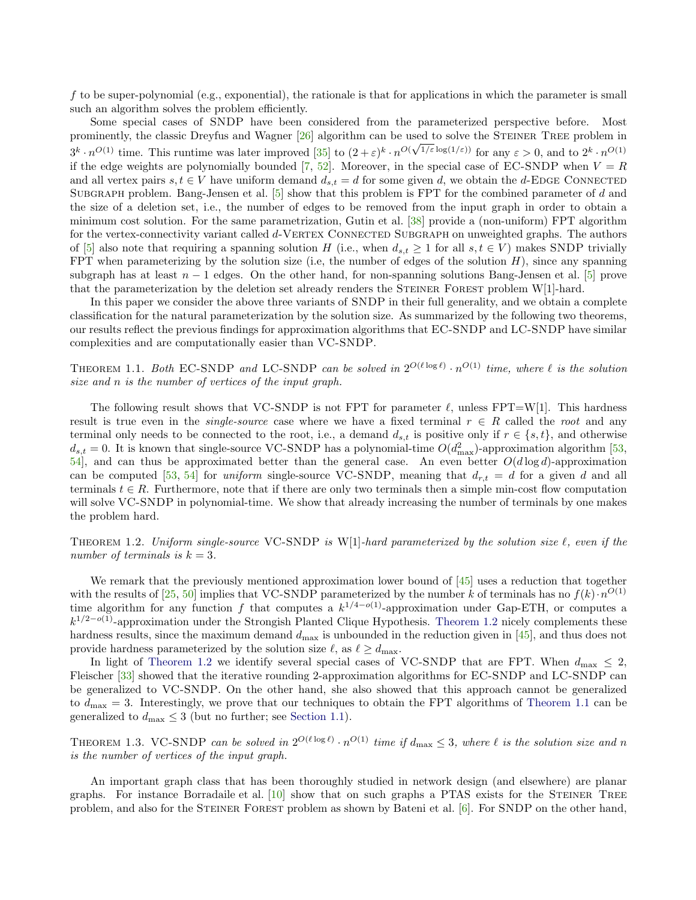$f$ to be super-polynomial (e.g., exponential), the rationale is that for applications in which the parameter is small such an algorithm solves the problem efficiently.

Some special cases of SNDP have been considered from the parameterized perspective before. Most prominently, the classic Dreyfus and Wagner [26] algorithm can be used to solve the Steiner Tree problem in $3^k \cdot n^{O(1)}$ time. This runtime was later improved [35] to $(2+\varepsilon)^k \cdot n^{O(\sqrt{1/\varepsilon}\log(1/\varepsilon))}$ for any $\varepsilon > 0$, and to $2^k \cdot n^{O(1)}$ if the edge weights are polynomially bounded [7, 52]. Moreover, in the special case of EC-SNDP when $V = R$ and all vertex pairs $s, t \in V$ have uniform demand $d_{s,t} = d$ for some given $d$, we obtain the $d$-Edge Connected Subgraph problem. Bang-Jensen et al. [5] show that this problem is FPT for the combined parameter of $d$ and the size of a deletion set, i.e., the number of edges to be removed from the input graph in order to obtain a minimum cost solution. For the same parametrization, Gutin et al. [38] provide a (non-uniform) FPT algorithm for the vertex-connectivity variant called $d$-Vertex Connected Subgraph on unweighted graphs. The authors of [5] also note that requiring a spanning solution $H$ (i.e., when $d_{s,t} \geq 1$ for all $s, t \in V$) makes SNDP trivially FPT when parameterizing by the solution size (i.e, the number of edges of the solution $H$), since any spanning subgraph has at least $n-1$ edges. On the other hand, for non-spanning solutions Bang-Jensen et al. [5] prove that the parameterization by the deletion set already renders the Steiner Forest problem W[1]-hard.

In this paper we consider the above three variants of SNDP in their full generality, and we obtain a complete classification for the natural parameterization by the solution size. As summarized by the following two theorems, our results reflect the previous findings for approximation algorithms that EC-SNDP and LC-SNDP have similar complexities and are computationally easier than VC-SNDP.

Theorem 1.1. *Both* EC-SNDP *and* LC-SNDP *can be solved in* $2^{O(\ell \log \ell)} \cdot n^{O(1)}$ *time, where* $\ell$ *is the solution size and* $n$ *is the number of vertices of the input graph.*

The following result shows that VC-SNDP is not FPT for parameter $\ell$, unless FPT=W[1]. This hardness result is true even in the *single-source* case where we have a fixed terminal $r \in R$ called the *root* and any terminal only needs to be connected to the root, i.e., a demand $d_{s,t}$ is positive only if $r \in \{s, t\}$, and otherwise $d_{s,t} = 0$. It is known that single-source VC-SNDP has a polynomial-time $O(d_{\max}^2)$-approximation algorithm [53, 54], and can thus be approximated better than the general case. An even better $O(d \log d)$-approximation can be computed [53, 54] for *uniform* single-source VC-SNDP, meaning that $d_{r,t} = d$ for a given $d$ and all terminals $t \in R$. Furthermore, note that if there are only two terminals then a simple min-cost flow computation will solve VC-SNDP in polynomial-time. We show that already increasing the number of terminals by one makes the problem hard.

Theorem 1.2. *Uniform single-source* VC-SNDP *is* W[1]*-hard parameterized by the solution size* $\ell$*, even if the number of terminals is* $k = 3$.

We remark that the previously mentioned approximation lower bound of [45] uses a reduction that together with the results of [25, 50] implies that VC-SNDP parameterized by the number $k$ of terminals has no $f(k) \cdot n^{O(1)}$ time algorithm for any function $f$ that computes a $k^{1/4-o(1)}$-approximation under Gap-ETH, or computes a $k^{1/2-o(1)}$-approximation under the Strongish Planted Clique Hypothesis. Theorem 1.2 nicely complements these hardness results, since the maximum demand $d_{\max}$ is unbounded in the reduction given in [45], and thus does not provide hardness parameterized by the solution size $\ell$, as $\ell \geq d_{\max}$.

In light of Theorem 1.2 we identify several special cases of VC-SNDP that are FPT. When $d_{\max} \leq 2$, Fleischer [33] showed that the iterative rounding 2-approximation algorithms for EC-SNDP and LC-SNDP can be generalized to VC-SNDP. On the other hand, she also showed that this approach cannot be generalized to $d_{\max} = 3$. Interestingly, we prove that our techniques to obtain the FPT algorithms of Theorem 1.1 can be generalized to $d_{\max} \leq 3$ (but no further; see Section 1.1).

Theorem 1.3. VC-SNDP *can be solved in* $2^{O(\ell \log \ell)} \cdot n^{O(1)}$ *time if* $d_{\max} \leq 3$*, where* $\ell$ *is the solution size and* $n$ *is the number of vertices of the input graph.*

An important graph class that has been thoroughly studied in network design (and elsewhere) are planar graphs. For instance Borradaile et al. [10] show that on such graphs a PTAS exists for the Steiner Tree problem, and also for the Steiner Forest problem as shown by Bateni et al. [6]. For SNDP on the other hand,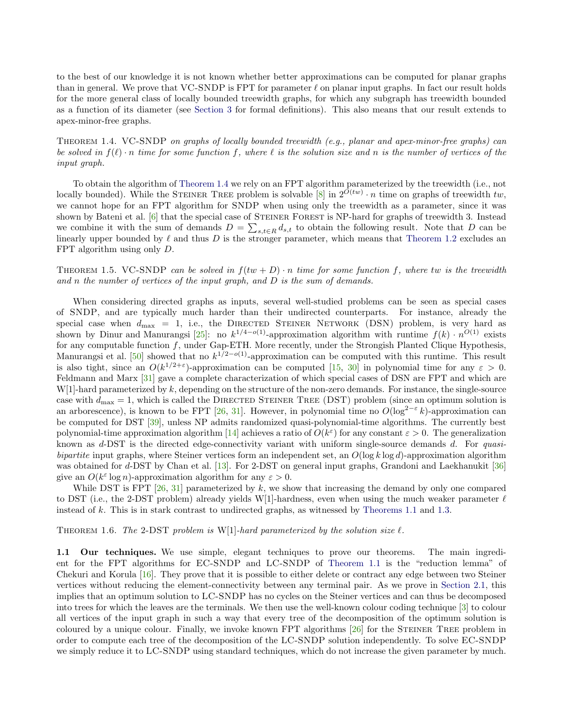to the best of our knowledge it is not known whether better approximations can be computed for planar graphs than in general. We prove that VC-SNDP is FPT for parameter $\ell$ on planar input graphs. In fact our result holds for the more general class of locally bounded treewidth graphs, for which any subgraph has treewidth bounded as a function of its diameter (see Section 3 for formal definitions). This also means that our result extends to apex-minor-free graphs.

Theorem 1.4. *VC-SNDP on graphs of locally bounded treewidth (e.g., planar and apex-minor-free graphs) can be solved in $f(\ell) \cdot n$ time for some function $f$, where $\ell$ is the solution size and $n$ is the number of vertices of the input graph.*

To obtain the algorithm of Theorem 1.4 we rely on an FPT algorithm parameterized by the treewidth (i.e., not locally bounded). While the Steiner Tree problem is solvable [8] in $2^{O(tw)} \cdot n$ time on graphs of treewidth $tw$, we cannot hope for an FPT algorithm for SNDP when using only the treewidth as a parameter, since it was shown by Bateni et al. [6] that the special case of Steiner Forest is NP-hard for graphs of treewidth 3. Instead we combine it with the sum of demands $D = \sum_{s,t \in R} d_{s,t}$ to obtain the following result. Note that $D$ can be linearly upper bounded by $\ell$ and thus $D$ is the stronger parameter, which means that Theorem 1.2 excludes an FPT algorithm using only $D$.

Theorem 1.5. *VC-SNDP can be solved in $f(tw + D) \cdot n$ time for some function $f$, where $tw$ is the treewidth and $n$ the number of vertices of the input graph, and $D$ is the sum of demands.*

When considering directed graphs as inputs, several well-studied problems can be seen as special cases of SNDP, and are typically much harder than their undirected counterparts. For instance, already the special case when $d_{\max} = 1$, i.e., the Directed Steiner Network (DSN) problem, is very hard as shown by Dinur and Manurangsi [25]: no $k^{1/4-o(1)}$-approximation algorithm with runtime $f(k) \cdot n^{O(1)}$ exists for any computable function $f$, under Gap-ETH. More recently, under the Strongish Planted Clique Hypothesis, Manurangsi et al. [50] showed that no $k^{1/2-o(1)}$-approximation can be computed with this runtime. This result is also tight, since an $O(k^{1/2+\varepsilon})$-approximation can be computed [15, 30] in polynomial time for any $\varepsilon > 0$. Feldmann and Marx [31] gave a complete characterization of which special cases of DSN are FPT and which are W[1]-hard parameterized by $k$, depending on the structure of the non-zero demands. For instance, the single-source case with $d_{\max} = 1$, which is called the Directed Steiner Tree (DST) problem (since an optimum solution is an arborescence), is known to be FPT [26, 31]. However, in polynomial time no $O(\log^{2-\varepsilon} k)$-approximation can be computed for DST [39], unless NP admits randomized quasi-polynomial-time algorithms. The currently best polynomial-time approximation algorithm [14] achieves a ratio of $O(k^{\varepsilon})$ for any constant $\varepsilon > 0$. The generalization known as $d$-DST is the directed edge-connectivity variant with uniform single-source demands $d$. For *quasi-bipartite* input graphs, where Steiner vertices form an independent set, an $O(\log k \log d)$-approximation algorithm was obtained for $d$-DST by Chan et al. [13]. For 2-DST on general input graphs, Grandoni and Laekhanukit [36] give an $O(k^{\varepsilon} \log n)$-approximation algorithm for any $\varepsilon > 0$.

While DST is FPT [26, 31] parameterized by $k$, we show that increasing the demand by only one compared to DST (i.e., the 2-DST problem) already yields W[1]-hardness, even when using the much weaker parameter $\ell$ instead of $k$. This is in stark contrast to undirected graphs, as witnessed by Theorems 1.1 and 1.3.

Theorem 1.6. *The 2-DST problem is W[1]-hard parameterized by the solution size $\ell$.*

**1.1 Our techniques.** We use simple, elegant techniques to prove our theorems. The main ingredient for the FPT algorithms for EC-SNDP and LC-SNDP of Theorem 1.1 is the "reduction lemma" of Chekuri and Korula [16]. They prove that it is possible to either delete or contract any edge between two Steiner vertices without reducing the element-connectivity between any terminal pair. As we prove in Section 2.1, this implies that an optimum solution to LC-SNDP has no cycles on the Steiner vertices and can thus be decomposed into trees for which the leaves are the terminals. We then use the well-known colour coding technique [3] to colour all vertices of the input graph in such a way that every tree of the decomposition of the optimum solution is coloured by a unique colour. Finally, we invoke known FPT algorithms [26] for the Steiner Tree problem in order to compute each tree of the decomposition of the LC-SNDP solution independently. To solve EC-SNDP we simply reduce it to LC-SNDP using standard techniques, which do not increase the given parameter by much.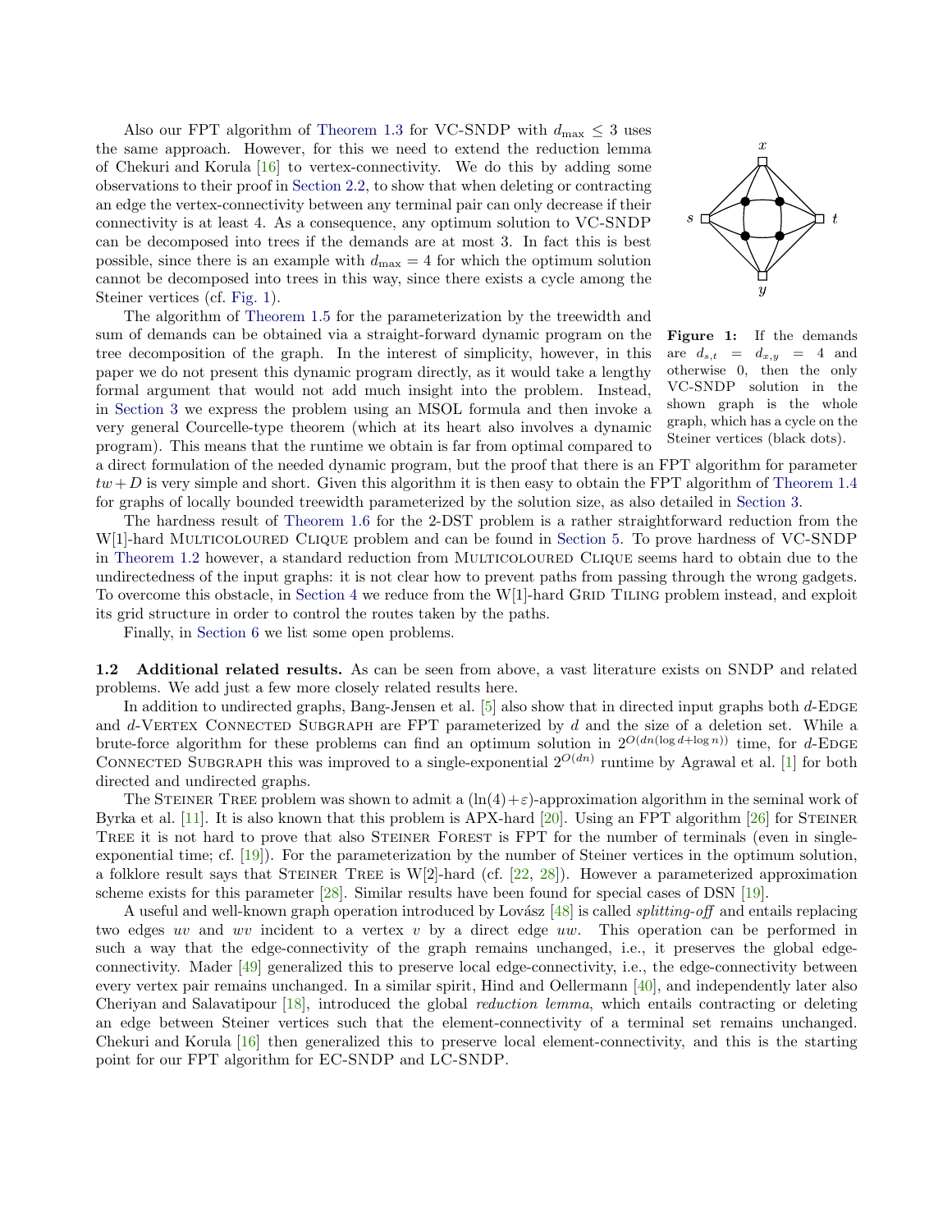Also our FPT algorithm of Theorem 1.3 for VC-SNDP with $d_{\max} \leq 3$ uses the same approach. However, for this we need to extend the reduction lemma of Chekuri and Korula [16] to vertex-connectivity. We do this by adding some observations to their proof in Section 2.2, to show that when deleting or contracting an edge the vertex-connectivity between any terminal pair can only decrease if their connectivity is at least 4. As a consequence, any optimum solution to VC-SNDP can be decomposed into trees if the demands are at most 3. In fact this is best possible, since there is an example with $d_{\max} = 4$ for which the optimum solution cannot be decomposed into trees in this way, since there exists a cycle among the Steiner vertices (cf. Fig. 1).

**Figure 1:** If the demands are $d_{s,t} = d_{x,y} = 4$ and otherwise 0, then the only VC-SNDP solution in the shown graph is the whole graph, which has a cycle on the Steiner vertices (black dots).

The algorithm of Theorem 1.5 for the parameterization by the treewidth and sum of demands can be obtained via a straight-forward dynamic program on the tree decomposition of the graph. In the interest of simplicity, however, in this paper we do not present this dynamic program directly, as it would take a lengthy formal argument that would not add much insight into the problem. Instead, in Section 3 we express the problem using an MSOL formula and then invoke a very general Courcelle-type theorem (which at its heart also involves a dynamic program). This means that the runtime we obtain is far from optimal compared to a direct formulation of the needed dynamic program, but the proof that there is an FPT algorithm for parameter $tw + D$ is very simple and short. Given this algorithm it is then easy to obtain the FPT algorithm of Theorem 1.4 for graphs of locally bounded treewidth parameterized by the solution size, as also detailed in Section 3.

The hardness result of Theorem 1.6 for the 2-DST problem is a rather straightforward reduction from the W[1]-hard Multicoloured Clique problem and can be found in Section 5. To prove hardness of VC-SNDP in Theorem 1.2 however, a standard reduction from Multicoloured Clique seems hard to obtain due to the undirectedness of the input graphs: it is not clear how to prevent paths from passing through the wrong gadgets. To overcome this obstacle, in Section 4 we reduce from the W[1]-hard Grid Tiling problem instead, and exploit its grid structure in order to control the routes taken by the paths.

Finally, in Section 6 we list some open problems.

**1.2 Additional related results.** As can be seen from above, a vast literature exists on SNDP and related problems. We add just a few more closely related results here.

In addition to undirected graphs, Bang-Jensen et al. [5] also show that in directed input graphs both $d$-Edge and $d$-Vertex Connected Subgraph are FPT parameterized by $d$ and the size of a deletion set. While a brute-force algorithm for these problems can find an optimum solution in $2^{O(dn(\log d + \log n))}$ time, for $d$-Edge Connected Subgraph this was improved to a single-exponential $2^{O(dn)}$ runtime by Agrawal et al. [1] for both directed and undirected graphs.

The Steiner Tree problem was shown to admit a $(\ln(4)+\varepsilon)$-approximation algorithm in the seminal work of Byrka et al. [11]. It is also known that this problem is APX-hard [20]. Using an FPT algorithm [26] for Steiner Tree it is not hard to prove that also Steiner Forest is FPT for the number of terminals (even in single-exponential time; cf. [19]). For the parameterization by the number of Steiner vertices in the optimum solution, a folklore result says that Steiner Tree is W[2]-hard (cf. [22, 28]). However a parameterized approximation scheme exists for this parameter [28]. Similar results have been found for special cases of DSN [19].

A useful and well-known graph operation introduced by Lovász [48] is called *splitting-off* and entails replacing two edges $uv$ and $wv$ incident to a vertex $v$ by a direct edge $uw$. This operation can be performed in such a way that the edge-connectivity of the graph remains unchanged, i.e., it preserves the global edge-connectivity. Mader [49] generalized this to preserve local edge-connectivity, i.e., the edge-connectivity between every vertex pair remains unchanged. In a similar spirit, Hind and Oellermann [40], and independently later also Cheriyan and Salavatipour [18], introduced the global *reduction lemma*, which entails contracting or deleting an edge between Steiner vertices such that the element-connectivity of a terminal set remains unchanged. Chekuri and Korula [16] then generalized this to preserve local element-connectivity, and this is the starting point for our FPT algorithm for EC-SNDP and LC-SNDP.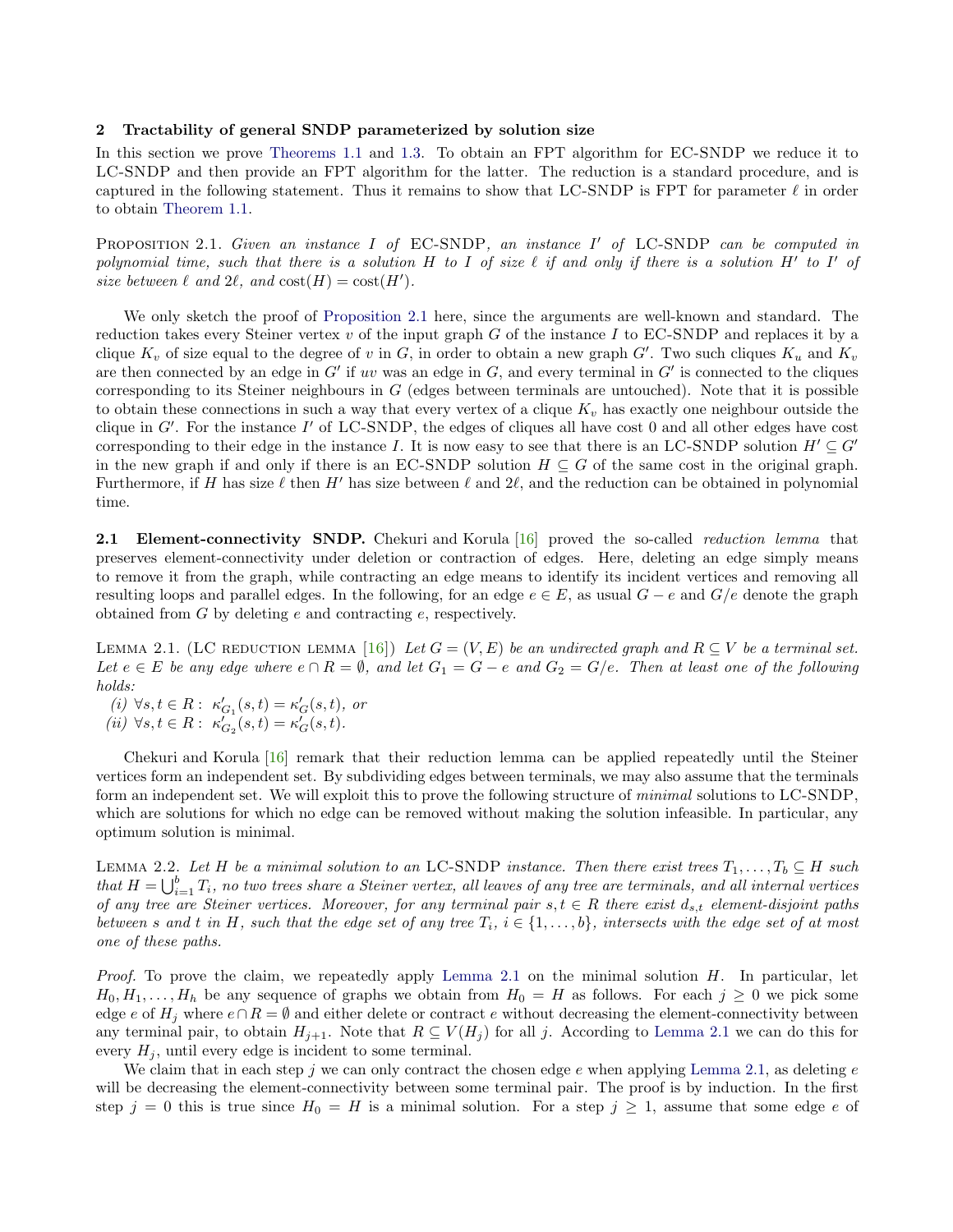## 2 Tractability of general SNDP parameterized by solution size

In this section we prove Theorems 1.1 and 1.3. To obtain an FPT algorithm for EC-SNDP we reduce it to LC-SNDP and then provide an FPT algorithm for the latter. The reduction is a standard procedure, and is captured in the following statement. Thus it remains to show that LC-SNDP is FPT for parameter $\ell$ in order to obtain Theorem 1.1.

Proposition 2.1. *Given an instance $I$ of* EC-SNDP*, an instance $I'$ of* LC-SNDP *can be computed in polynomial time, such that there is a solution $H$ to $I$ of size $\ell$ if and only if there is a solution $H'$ to $I'$ of size between $\ell$ and $2\ell$, and $\text{cost}(H) = \text{cost}(H')$.*

We only sketch the proof of Proposition 2.1 here, since the arguments are well-known and standard. The reduction takes every Steiner vertex $v$ of the input graph $G$ of the instance $I$ to EC-SNDP and replaces it by a clique $K_v$ of size equal to the degree of $v$ in $G$, in order to obtain a new graph $G'$. Two such cliques $K_u$ and $K_v$ are then connected by an edge in $G'$ if $uv$ was an edge in $G$, and every terminal in $G'$ is connected to the cliques corresponding to its Steiner neighbours in $G$ (edges between terminals are untouched). Note that it is possible to obtain these connections in such a way that every vertex of a clique $K_v$ has exactly one neighbour outside the clique in $G'$. For the instance $I'$ of LC-SNDP, the edges of cliques all have cost 0 and all other edges have cost corresponding to their edge in the instance $I$. It is now easy to see that there is an LC-SNDP solution $H' \subseteq G'$ in the new graph if and only if there is an EC-SNDP solution $H \subseteq G$ of the same cost in the original graph. Furthermore, if $H$ has size $\ell$ then $H'$ has size between $\ell$ and $2\ell$, and the reduction can be obtained in polynomial time.

### 2.1 Element-connectivity SNDP.

Chekuri and Korula [16] proved the so-called *reduction lemma* that preserves element-connectivity under deletion or contraction of edges. Here, deleting an edge simply means to remove it from the graph, while contracting an edge means to identify its incident vertices and removing all resulting loops and parallel edges. In the following, for an edge $e \in E$, as usual $G - e$ and $G/e$ denote the graph obtained from $G$ by deleting $e$ and contracting $e$, respectively.

Lemma 2.1. (LC reduction lemma [16]) *Let $G = (V, E)$ be an undirected graph and $R \subseteq V$ be a terminal set. Let $e \in E$ be any edge where $e \cap R = \emptyset$, and let $G_1 = G - e$ and $G_2 = G/e$. Then at least one of the following holds:*

*(i)* $\forall s, t \in R : \kappa'_{G_1}(s, t) = \kappa'_G(s, t)$, *or*

*(ii)* $\forall s, t \in R : \kappa'_{G_2}(s, t) = \kappa'_G(s, t)$.

Chekuri and Korula [16] remark that their reduction lemma can be applied repeatedly until the Steiner vertices form an independent set. By subdividing edges between terminals, we may also assume that the terminals form an independent set. We will exploit this to prove the following structure of *minimal* solutions to LC-SNDP, which are solutions for which no edge can be removed without making the solution infeasible. In particular, any optimum solution is minimal.

Lemma 2.2. *Let $H$ be a minimal solution to an* LC-SNDP *instance. Then there exist trees $T_1, \ldots, T_b \subseteq H$ such that $H = \bigcup_{i=1}^{b} T_i$, no two trees share a Steiner vertex, all leaves of any tree are terminals, and all internal vertices of any tree are Steiner vertices. Moreover, for any terminal pair $s, t \in R$ there exist $d_{s,t}$ element-disjoint paths between $s$ and $t$ in $H$, such that the edge set of any tree $T_i$, $i \in \{1, \ldots, b\}$, intersects with the edge set of at most one of these paths.*

*Proof.* To prove the claim, we repeatedly apply Lemma 2.1 on the minimal solution $H$. In particular, let $H_0, H_1, \ldots, H_h$ be any sequence of graphs we obtain from $H_0 = H$ as follows. For each $j \geq 0$ we pick some edge $e$ of $H_j$ where $e \cap R = \emptyset$ and either delete or contract $e$ without decreasing the element-connectivity between any terminal pair, to obtain $H_{j+1}$. Note that $R \subseteq V(H_j)$ for all $j$. According to Lemma 2.1 we can do this for every $H_j$, until every edge is incident to some terminal.

We claim that in each step $j$ we can only contract the chosen edge $e$ when applying Lemma 2.1, as deleting $e$ will be decreasing the element-connectivity between some terminal pair. The proof is by induction. In the first step $j = 0$ this is true since $H_0 = H$ is a minimal solution. For a step $j \geq 1$, assume that some edge $e$ of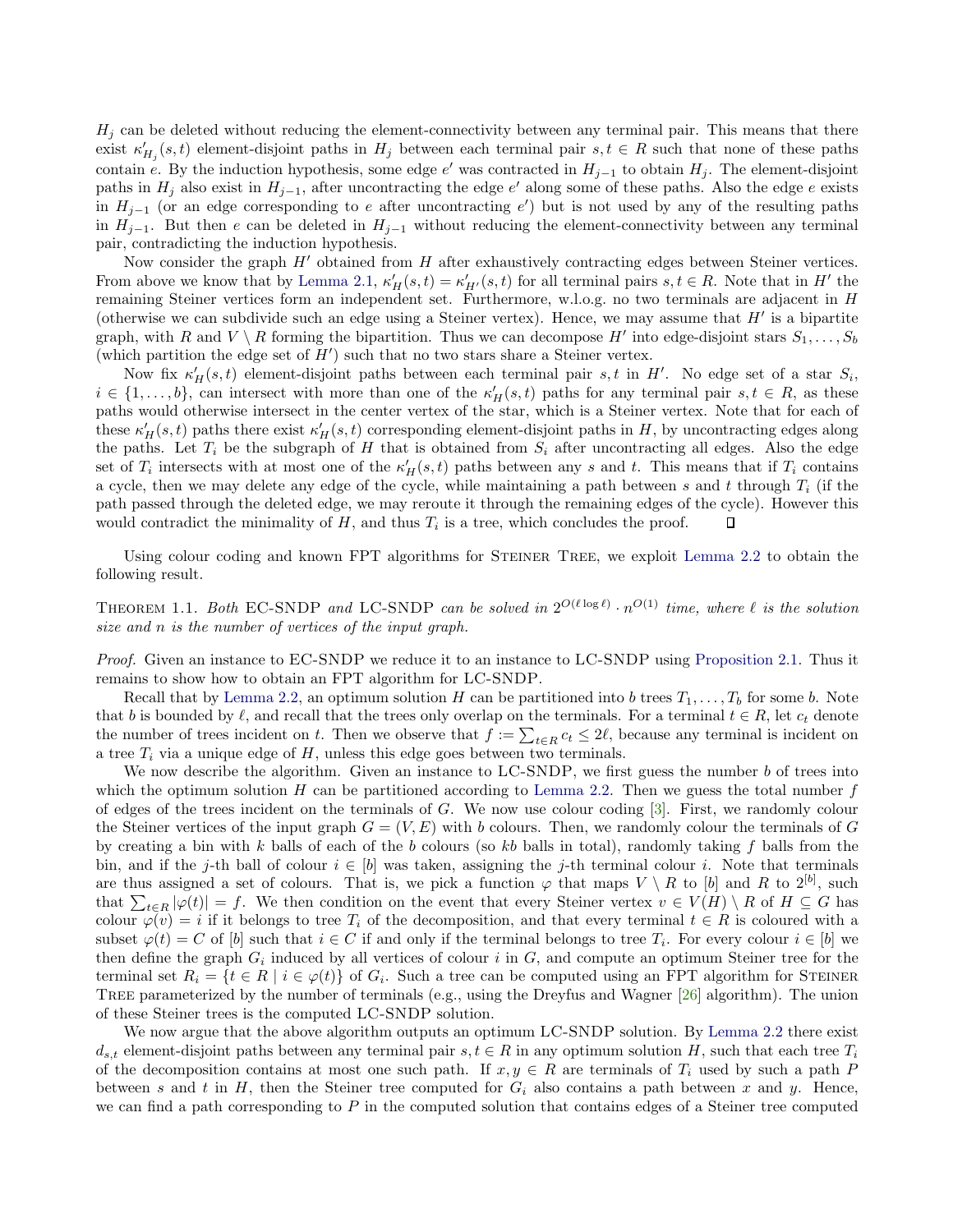$H_j$ can be deleted without reducing the element-connectivity between any terminal pair. This means that there exist $\kappa'_{H_j}(s,t)$ element-disjoint paths in $H_j$ between each terminal pair $s,t \in R$ such that none of these paths contain $e$. By the induction hypothesis, some edge $e'$ was contracted in $H_{j-1}$ to obtain $H_j$. The element-disjoint paths in $H_j$ also exist in $H_{j-1}$, after uncontracting the edge $e'$ along some of these paths. Also the edge $e$ exists in $H_{j-1}$ (or an edge corresponding to $e$ after uncontracting $e'$) but is not used by any of the resulting paths in $H_{j-1}$. But then $e$ can be deleted in $H_{j-1}$ without reducing the element-connectivity between any terminal pair, contradicting the induction hypothesis.

Now consider the graph $H'$ obtained from $H$ after exhaustively contracting edges between Steiner vertices. From above we know that by Lemma 2.1, $\kappa'_H(s,t) = \kappa'_{H'}(s,t)$ for all terminal pairs $s,t \in R$. Note that in $H'$ the remaining Steiner vertices form an independent set. Furthermore, w.l.o.g. no two terminals are adjacent in $H$ (otherwise we can subdivide such an edge using a Steiner vertex). Hence, we may assume that $H'$ is a bipartite graph, with $R$ and $V \setminus R$ forming the bipartition. Thus we can decompose $H'$ into edge-disjoint stars $S_1, \dots, S_b$ (which partition the edge set of $H'$) such that no two stars share a Steiner vertex.

Now fix $\kappa'_H(s,t)$ element-disjoint paths between each terminal pair $s,t$ in $H'$. No edge set of a star $S_i$, $i \in \{1,\dots,b\}$, can intersect with more than one of the $\kappa'_H(s,t)$ paths for any terminal pair $s,t \in R$, as these paths would otherwise intersect in the center vertex of the star, which is a Steiner vertex. Note that for each of these $\kappa'_H(s,t)$ paths there exist $\kappa'_H(s,t)$ corresponding element-disjoint paths in $H$, by uncontracting edges along the paths. Let $T_i$ be the subgraph of $H$ that is obtained from $S_i$ after uncontracting all edges. Also the edge set of $T_i$ intersects with at most one of the $\kappa'_H(s,t)$ paths between any $s$ and $t$. This means that if $T_i$ contains a cycle, then we may delete any edge of the cycle, while maintaining a path between $s$ and $t$ through $T_i$ (if the path passed through the deleted edge, we may reroute it through the remaining edges of the cycle). However this would contradict the minimality of $H$, and thus $T_i$ is a tree, which concludes the proof. ◻

Using colour coding and known FPT algorithms for Steiner Tree, we exploit Lemma 2.2 to obtain the following result.

Theorem 1.1. *Both* EC-SNDP *and* LC-SNDP *can be solved in $2^{O(\ell \log \ell)} \cdot n^{O(1)}$ time, where $\ell$ is the solution size and $n$ is the number of vertices of the input graph.*

*Proof.* Given an instance to EC-SNDP we reduce it to an instance to LC-SNDP using Proposition 2.1. Thus it remains to show how to obtain an FPT algorithm for LC-SNDP.

Recall that by Lemma 2.2, an optimum solution $H$ can be partitioned into $b$ trees $T_1, \dots, T_b$ for some $b$. Note that $b$ is bounded by $\ell$, and recall that the trees only overlap on the terminals. For a terminal $t \in R$, let $c_t$ denote the number of trees incident on $t$. Then we observe that $f := \sum_{t \in R} c_t \le 2\ell$, because any terminal is incident on a tree $T_i$ via a unique edge of $H$, unless this edge goes between two terminals.

We now describe the algorithm. Given an instance to LC-SNDP, we first guess the number $b$ of trees into which the optimum solution $H$ can be partitioned according to Lemma 2.2. Then we guess the total number $f$ of edges of the trees incident on the terminals of $G$. We now use colour coding [3]. First, we randomly colour the Steiner vertices of the input graph $G = (V,E)$ with $b$ colours. Then, we randomly colour the terminals of $G$ by creating a bin with $k$ balls of each of the $b$ colours (so $kb$ balls in total), randomly taking $f$ balls from the bin, and if the $j$-th ball of colour $i \in [b]$ was taken, assigning the $j$-th terminal colour $i$. Note that terminals are thus assigned a set of colours. That is, we pick a function $\varphi$ that maps $V \setminus R$ to $[b]$ and $R$ to $2^{[b]}$, such that $\sum_{t \in R} |\varphi(t)| = f$. We then condition on the event that every Steiner vertex $v \in V(H) \setminus R$ of $H \subseteq G$ has colour $\varphi(v) = i$ if it belongs to tree $T_i$ of the decomposition, and that every terminal $t \in R$ is coloured with a subset $\varphi(t) = C$ of $[b]$ such that $i \in C$ if and only if the terminal belongs to tree $T_i$. For every colour $i \in [b]$ we then define the graph $G_i$ induced by all vertices of colour $i$ in $G$, and compute an optimum Steiner tree for the terminal set $R_i = \{t \in R \mid i \in \varphi(t)\}$ of $G_i$. Such a tree can be computed using an FPT algorithm for Steiner Tree parameterized by the number of terminals (e.g., using the Dreyfus and Wagner [26] algorithm). The union of these Steiner trees is the computed LC-SNDP solution.

We now argue that the above algorithm outputs an optimum LC-SNDP solution. By Lemma 2.2 there exist $d_{s,t}$ element-disjoint paths between any terminal pair $s,t \in R$ in any optimum solution $H$, such that each tree $T_i$ of the decomposition contains at most one such path. If $x,y \in R$ are terminals of $T_i$ used by such a path $P$ between $s$ and $t$ in $H$, then the Steiner tree computed for $G_i$ also contains a path between $x$ and $y$. Hence, we can find a path corresponding to $P$ in the computed solution that contains edges of a Steiner tree computed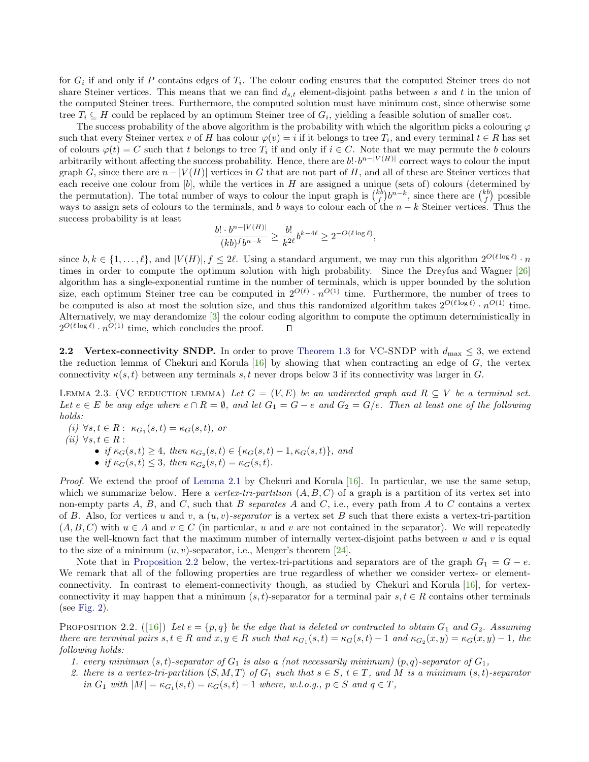for $G_i$ if and only if $P$ contains edges of $T_i$. The colour coding ensures that the computed Steiner trees do not share Steiner vertices. This means that we can find $d_{s,t}$ element-disjoint paths between $s$ and $t$ in the union of the computed Steiner trees. Furthermore, the computed solution must have minimum cost, since otherwise some tree $T_i \subseteq H$ could be replaced by an optimum Steiner tree of $G_i$, yielding a feasible solution of smaller cost.

The success probability of the above algorithm is the probability with which the algorithm picks a colouring $\varphi$ such that every Steiner vertex $v$ of $H$ has colour $\varphi(v) = i$ if it belongs to tree $T_i$, and every terminal $t \in R$ has set of colours $\varphi(t) = C$ such that $t$ belongs to tree $T_i$ if and only if $i \in C$. Note that we may permute the $b$ colours arbitrarily without affecting the success probability. Hence, there are $b! \cdot b^{n-|V(H)|}$ correct ways to colour the input graph $G$, since there are $n - |V(H)|$ vertices in $G$ that are not part of $H$, and all of these are Steiner vertices that each receive one colour from $[b]$, while the vertices in $H$ are assigned a unique (sets of) colours (determined by the permutation). The total number of ways to colour the input graph is $\binom{kb}{f} b^{n-k}$, since there are $\binom{kb}{f}$ possible ways to assign sets of colours to the terminals, and $b$ ways to colour each of the $n-k$ Steiner vertices. Thus the success probability is at least

$$\frac{b! \cdot b^{n-|V(H)|}}{(kb)^f b^{n-k}} \geq \frac{b!}{k^{2\ell}} b^{k-4\ell} \geq 2^{-O(\ell \log \ell)},$$

since $b, k \in \{1, \ldots, \ell\}$, and $|V(H)|, f \leq 2\ell$. Using a standard argument, we may run this algorithm $2^{O(\ell \log \ell)} \cdot n$ times in order to compute the optimum solution with high probability. Since the Dreyfus and Wagner [26] algorithm has a single-exponential runtime in the number of terminals, which is upper bounded by the solution size, each optimum Steiner tree can be computed in $2^{O(\ell)} \cdot n^{O(1)}$ time. Furthermore, the number of trees to be computed is also at most the solution size, and thus this randomized algorithm takes $2^{O(\ell \log \ell)} \cdot n^{O(1)}$ time. Alternatively, we may derandomize [3] the colour coding algorithm to compute the optimum deterministically in $2^{O(\ell \log \ell)} \cdot n^{O(1)}$ time, which concludes the proof. ◻

**2.2 Vertex-connectivity SNDP.** In order to prove Theorem 1.3 for VC-SNDP with $d_{\max} \leq 3$, we extend the reduction lemma of Chekuri and Korula [16] by showing that when contracting an edge of $G$, the vertex connectivity $\kappa(s,t)$ between any terminals $s, t$ never drops below 3 if its connectivity was larger in $G$.

LEMMA 2.3. (VC REDUCTION LEMMA) *Let $G = (V, E)$ be an undirected graph and $R \subseteq V$ be a terminal set. Let $e \in E$ be any edge where $e \cap R = \emptyset$, and let $G_1 = G - e$ and $G_2 = G/e$. Then at least one of the following holds:*

*(i) $\forall s, t \in R: \ \kappa_{G_1}(s,t) = \kappa_G(s,t)$, or*

*(ii) $\forall s, t \in R:$*
- *if $\kappa_G(s,t) \geq 4$, then $\kappa_{G_2}(s,t) \in \{\kappa_G(s,t) - 1, \kappa_G(s,t)\}$, and*
- *if $\kappa_G(s,t) \leq 3$, then $\kappa_{G_2}(s,t) = \kappa_G(s,t)$.*

*Proof.* We extend the proof of Lemma 2.1 by Chekuri and Korula [16]. In particular, we use the same setup, which we summarize below. Here a *vertex-tri-partition* $(A, B, C)$ of a graph is a partition of its vertex set into non-empty parts $A$, $B$, and $C$, such that $B$ *separates* $A$ and $C$, i.e., every path from $A$ to $C$ contains a vertex of $B$. Also, for vertices $u$ and $v$, a *$(u,v)$-separator* is a vertex set $B$ such that there exists a vertex-tri-partition $(A, B, C)$ with $u \in A$ and $v \in C$ (in particular, $u$ and $v$ are not contained in the separator). We will repeatedly use the well-known fact that the maximum number of internally vertex-disjoint paths between $u$ and $v$ is equal to the size of a minimum $(u,v)$-separator, i.e., Menger's theorem [24].

Note that in Proposition 2.2 below, the vertex-tri-partitions and separators are of the graph $G_1 = G - e$. We remark that all of the following properties are true regardless of whether we consider vertex- or element-connectivity. In contrast to element-connectivity though, as studied by Chekuri and Korula [16], for vertex-connectivity it may happen that a minimum $(s,t)$-separator for a terminal pair $s, t \in R$ contains other terminals (see Fig. 2).

PROPOSITION 2.2. ([16]) *Let $e = \{p, q\}$ be the edge that is deleted or contracted to obtain $G_1$ and $G_2$. Assuming there are terminal pairs $s, t \in R$ and $x, y \in R$ such that $\kappa_{G_1}(s,t) = \kappa_G(s,t) - 1$ and $\kappa_{G_2}(x,y) = \kappa_G(x,y) - 1$, the following holds:*

1. *every minimum $(s,t)$-separator of $G_1$ is also a (not necessarily minimum) $(p,q)$-separator of $G_1$,*
2. *there is a vertex-tri-partition $(S, M, T)$ of $G_1$ such that $s \in S$, $t \in T$, and $M$ is a minimum $(s,t)$-separator in $G_1$ with $|M| = \kappa_{G_1}(s,t) = \kappa_G(s,t) - 1$ where, w.l.o.g., $p \in S$ and $q \in T$,*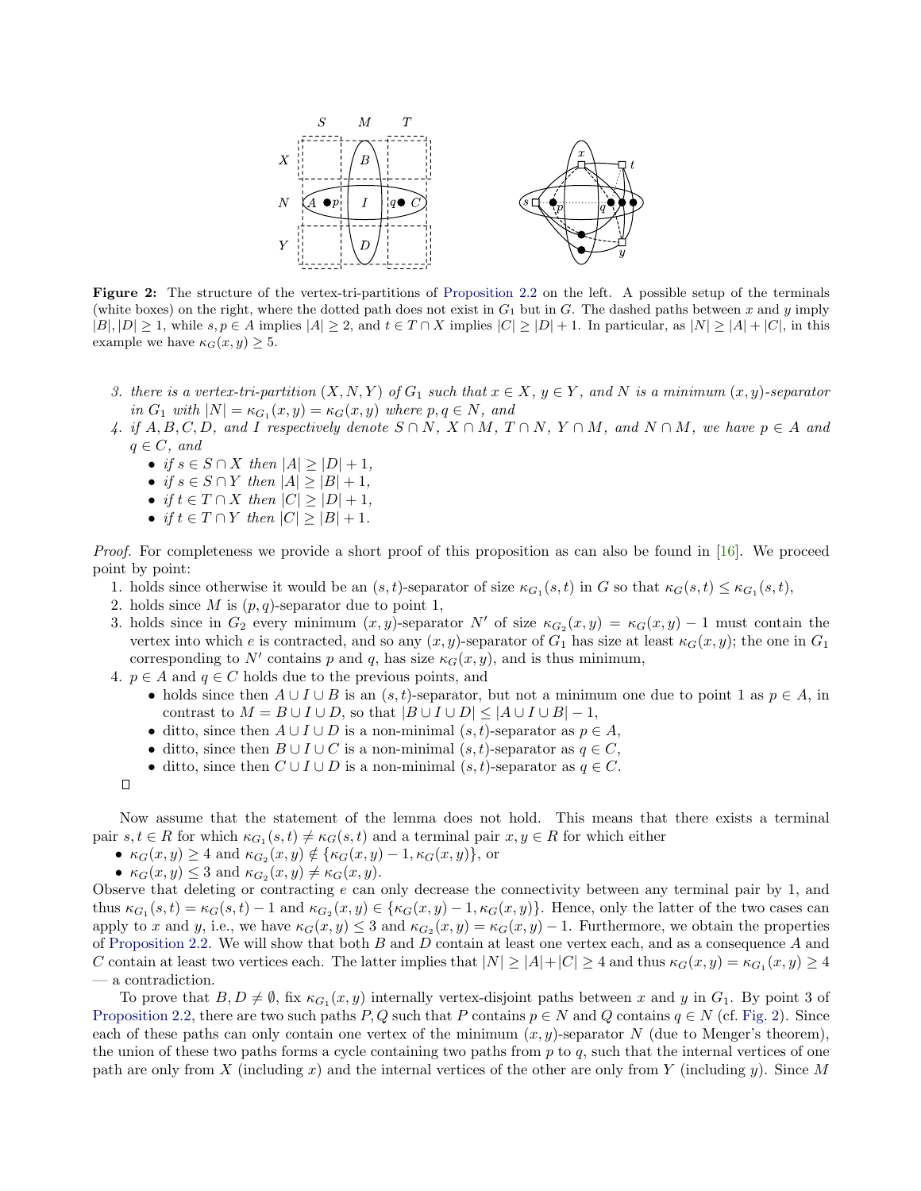**Figure 2:** The structure of the vertex-tri-partitions of Proposition 2.2 on the left. A possible setup of the terminals (white boxes) on the right, where the dotted path does not exist in $G_1$ but in $G$. The dashed paths between $x$ and $y$ imply $|B|, |D| \geq 1$, while $s, p \in A$ implies $|A| \geq 2$, and $t \in T \cap X$ implies $|C| \geq |D| + 1$. In particular, as $|N| \geq |A| + |C|$, in this example we have $\kappa_G(x, y) \geq 5$.

3. *there is a vertex-tri-partition $(X, N, Y)$ of $G_1$ such that $x \in X$, $y \in Y$, and $N$ is a minimum $(x, y)$-separator in $G_1$ with $|N| = \kappa_{G_1}(x, y) = \kappa_G(x, y)$ where $p, q \in N$, and*
4. *if $A, B, C, D$, and $I$ respectively denote $S \cap N$, $X \cap M$, $T \cap N$, $Y \cap M$, and $N \cap M$, we have $p \in A$ and $q \in C$, and*
   - *if $s \in S \cap X$ then $|A| \geq |D| + 1$,*
   - *if $s \in S \cap Y$ then $|A| \geq |B| + 1$,*
   - *if $t \in T \cap X$ then $|C| \geq |D| + 1$,*
   - *if $t \in T \cap Y$ then $|C| \geq |B| + 1$.*

*Proof.* For completeness we provide a short proof of this proposition as can also be found in [16]. We proceed point by point:

1. holds since otherwise it would be an $(s, t)$-separator of size $\kappa_{G_1}(s, t)$ in $G$ so that $\kappa_G(s, t) \leq \kappa_{G_1}(s, t)$,
2. holds since $M$ is $(p, q)$-separator due to point 1,
3. holds since in $G_2$ every minimum $(x, y)$-separator $N'$ of size $\kappa_{G_2}(x, y) = \kappa_G(x, y) - 1$ must contain the vertex into which $e$ is contracted, and so any $(x, y)$-separator of $G_1$ has size at least $\kappa_G(x, y)$; the one in $G_1$ corresponding to $N'$ contains $p$ and $q$, has size $\kappa_G(x, y)$, and is thus minimum,
4. $p \in A$ and $q \in C$ holds due to the previous points, and
   - holds since then $A \cup I \cup B$ is an $(s, t)$-separator, but not a minimum one due to point 1 as $p \in A$, in contrast to $M = B \cup I \cup D$, so that $|B \cup I \cup D| \leq |A \cup I \cup B| - 1$,
   - ditto, since then $A \cup I \cup D$ is a non-minimal $(s, t)$-separator as $p \in A$,
   - ditto, since then $B \cup I \cup C$ is a non-minimal $(s, t)$-separator as $q \in C$,
   - ditto, since then $C \cup I \cup D$ is a non-minimal $(s, t)$-separator as $q \in C$.

□

Now assume that the statement of the lemma does not hold. This means that there exists a terminal pair $s, t \in R$ for which $\kappa_{G_1}(s, t) \neq \kappa_G(s, t)$ and a terminal pair $x, y \in R$ for which either

- $\kappa_G(x, y) \geq 4$ and $\kappa_{G_2}(x, y) \notin \{\kappa_G(x, y) - 1, \kappa_G(x, y)\}$, or
- $\kappa_G(x, y) \leq 3$ and $\kappa_{G_2}(x, y) \neq \kappa_G(x, y)$.

Observe that deleting or contracting $e$ can only decrease the connectivity between any terminal pair by 1, and thus $\kappa_{G_1}(s, t) = \kappa_G(s, t) - 1$ and $\kappa_{G_2}(x, y) \in \{\kappa_G(x, y) - 1, \kappa_G(x, y)\}$. Hence, only the latter of the two cases can apply to $x$ and $y$, i.e., we have $\kappa_G(x, y) \leq 3$ and $\kappa_{G_2}(x, y) = \kappa_G(x, y) - 1$. Furthermore, we obtain the properties of Proposition 2.2. We will show that both $B$ and $D$ contain at least one vertex each, and as a consequence $A$ and $C$ contain at least two vertices each. The latter implies that $|N| \geq |A| + |C| \geq 4$ and thus $\kappa_G(x, y) = \kappa_{G_1}(x, y) \geq 4$ — a contradiction.

To prove that $B, D \neq \emptyset$, fix $\kappa_{G_1}(x, y)$ internally vertex-disjoint paths between $x$ and $y$ in $G_1$. By point 3 of Proposition 2.2, there are two such paths $P, Q$ such that $P$ contains $p \in N$ and $Q$ contains $q \in N$ (cf. Fig. 2). Since each of these paths can only contain one vertex of the minimum $(x, y)$-separator $N$ (due to Menger's theorem), the union of these two paths forms a cycle containing two paths from $p$ to $q$, such that the internal vertices of one path are only from $X$ (including $x$) and the internal vertices of the other are only from $Y$ (including $y$). Since $M$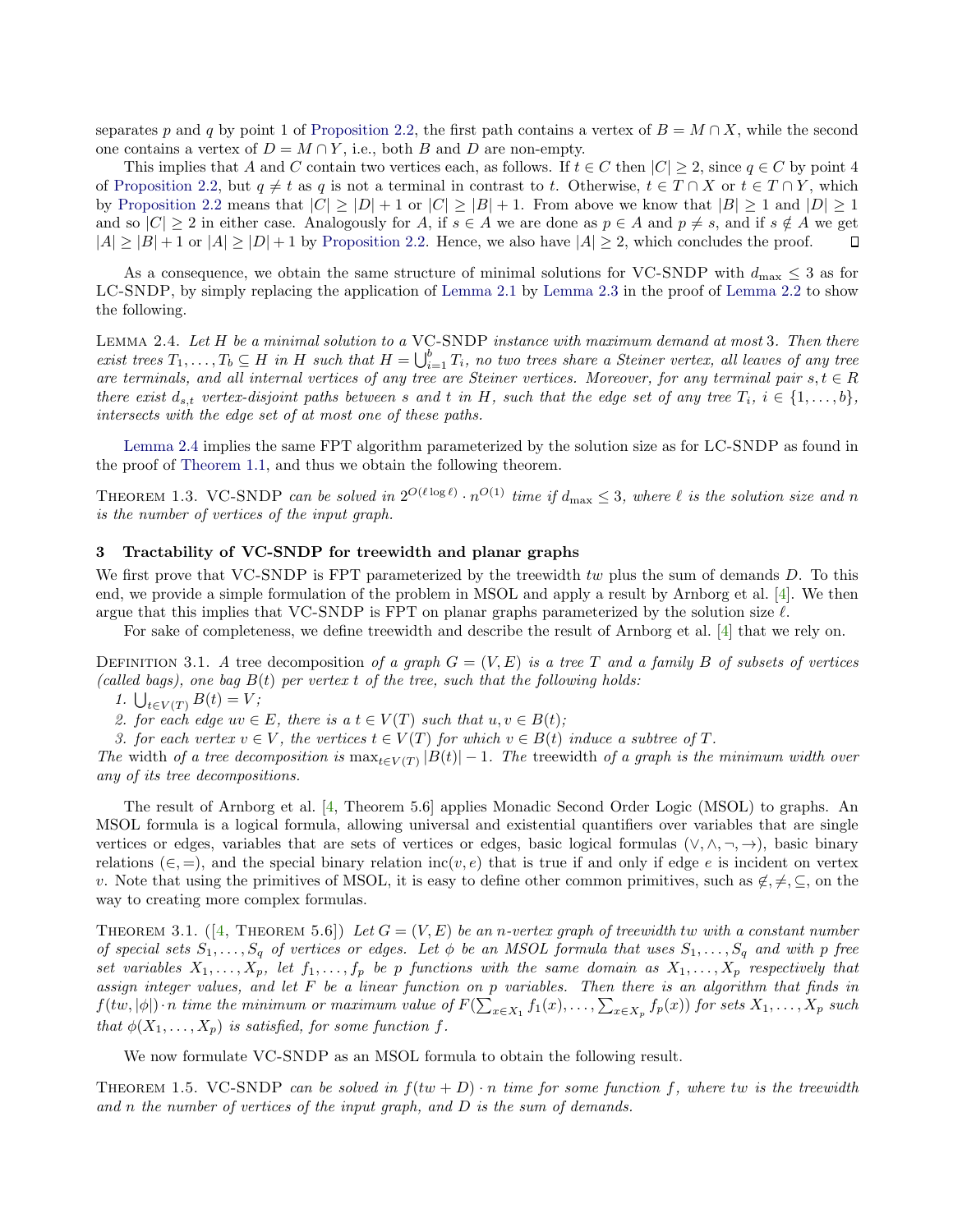separates $p$ and $q$ by point 1 of Proposition 2.2, the first path contains a vertex of $B = M \cap X$, while the second one contains a vertex of $D = M \cap Y$, i.e., both $B$ and $D$ are non-empty.

This implies that $A$ and $C$ contain two vertices each, as follows. If $t \in C$ then $|C| \geq 2$, since $q \in C$ by point 4 of Proposition 2.2, but $q \neq t$ as $q$ is not a terminal in contrast to $t$. Otherwise, $t \in T \cap X$ or $t \in T \cap Y$, which by Proposition 2.2 means that $|C| \geq |D| + 1$ or $|C| \geq |B| + 1$. From above we know that $|B| \geq 1$ and $|D| \geq 1$ and so $|C| \geq 2$ in either case. Analogously for $A$, if $s \in A$ we are done as $p \in A$ and $p \neq s$, and if $s \notin A$ we get $|A| \geq |B| + 1$ or $|A| \geq |D| + 1$ by Proposition 2.2. Hence, we also have $|A| \geq 2$, which concludes the proof. ◻

As a consequence, we obtain the same structure of minimal solutions for VC-SNDP with $d_{\max} \leq 3$ as for LC-SNDP, by simply replacing the application of Lemma 2.1 by Lemma 2.3 in the proof of Lemma 2.2 to show the following.

Lemma 2.4. *Let $H$ be a minimal solution to a* VC-SNDP *instance with maximum demand at most* 3*. Then there exist trees $T_1, \ldots, T_b \subseteq H$ in $H$ such that $H = \bigcup_{i=1}^{b} T_i$, no two trees share a Steiner vertex, all leaves of any tree are terminals, and all internal vertices of any tree are Steiner vertices. Moreover, for any terminal pair $s, t \in R$ there exist $d_{s,t}$ vertex-disjoint paths between $s$ and $t$ in $H$, such that the edge set of any tree $T_i$, $i \in \{1, \ldots, b\}$, intersects with the edge set of at most one of these paths.*

Lemma 2.4 implies the same FPT algorithm parameterized by the solution size as for LC-SNDP as found in the proof of Theorem 1.1, and thus we obtain the following theorem.

Theorem 1.3. VC-SNDP *can be solved in $2^{O(\ell \log \ell)} \cdot n^{O(1)}$ time if $d_{\max} \leq 3$, where $\ell$ is the solution size and $n$ is the number of vertices of the input graph.*

## 3 Tractability of VC-SNDP for treewidth and planar graphs

We first prove that VC-SNDP is FPT parameterized by the treewidth $tw$ plus the sum of demands $D$. To this end, we provide a simple formulation of the problem in MSOL and apply a result by Arnborg et al. [4]. We then argue that this implies that VC-SNDP is FPT on planar graphs parameterized by the solution size $\ell$.

For sake of completeness, we define treewidth and describe the result of Arnborg et al. [4] that we rely on.

Definition 3.1. *A* tree decomposition *of a graph $G = (V, E)$ is a tree $T$ and a family $B$ of subsets of vertices (called bags), one bag $B(t)$ per vertex $t$ of the tree, such that the following holds:*

1. $\bigcup_{t \in V(T)} B(t) = V$*;*
2. *for each edge $uv \in E$, there is a $t \in V(T)$ such that $u, v \in B(t)$;*
3. *for each vertex $v \in V$, the vertices $t \in V(T)$ for which $v \in B(t)$ induce a subtree of $T$.*

*The* width *of a tree decomposition is $\max_{t \in V(T)} |B(t)| - 1$. The* treewidth *of a graph is the minimum width over any of its tree decompositions.*

The result of Arnborg et al. [4, Theorem 5.6] applies Monadic Second Order Logic (MSOL) to graphs. An MSOL formula is a logical formula, allowing universal and existential quantifiers over variables that are single vertices or edges, variables that are sets of vertices or edges, basic logical formulas $(\vee, \wedge, \neg, \rightarrow)$, basic binary relations $(\in, =)$, and the special binary relation $\text{inc}(v, e)$ that is true if and only if edge $e$ is incident on vertex $v$. Note that using the primitives of MSOL, it is easy to define other common primitives, such as $\notin, \neq, \subseteq$, on the way to creating more complex formulas.

Theorem 3.1. ([4, Theorem 5.6]) *Let $G = (V, E)$ be an $n$-vertex graph of treewidth $tw$ with a constant number of special sets $S_1, \ldots, S_q$ of vertices or edges. Let $\phi$ be an MSOL formula that uses $S_1, \ldots, S_q$ with $p$ free set variables $X_1, \ldots, X_p$, let $f_1, \ldots, f_p$ be $p$ functions with the same domain as $X_1, \ldots, X_p$ respectively that assign integer values, and let $F$ be a linear function on $p$ variables. Then there is an algorithm that finds in $f(tw, |\phi|) \cdot n$ time the minimum or maximum value of $F(\sum_{x \in X_1} f_1(x), \ldots, \sum_{x \in X_p} f_p(x))$ for sets $X_1, \ldots, X_p$ such that $\phi(X_1, \ldots, X_p)$ is satisfied, for some function $f$.*

We now formulate VC-SNDP as an MSOL formula to obtain the following result.

Theorem 1.5. VC-SNDP *can be solved in $f(tw + D) \cdot n$ time for some function $f$, where $tw$ is the treewidth and $n$ the number of vertices of the input graph, and $D$ is the sum of demands.*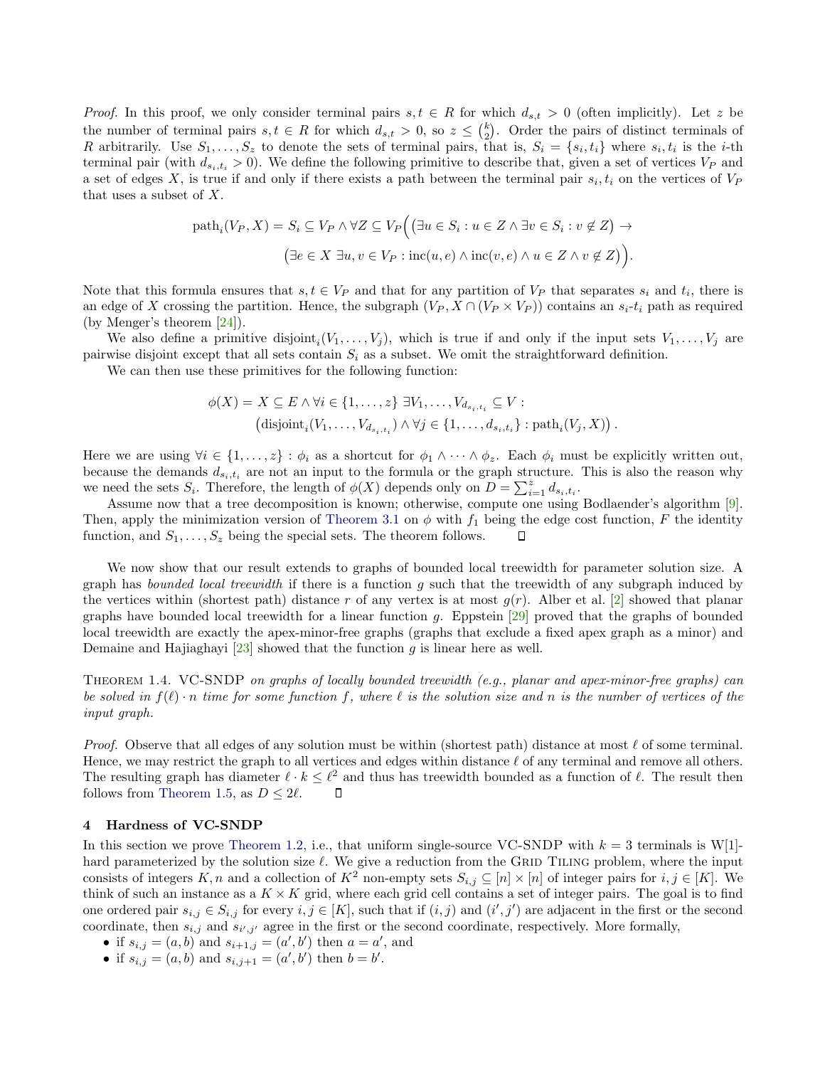*Proof.* In this proof, we only consider terminal pairs $s, t \in R$ for which $d_{s,t} > 0$ (often implicitly). Let $z$ be the number of terminal pairs $s, t \in R$ for which $d_{s,t} > 0$, so $z \leq \binom{k}{2}$. Order the pairs of distinct terminals of $R$ arbitrarily. Use $S_1, \dots, S_z$ to denote the sets of terminal pairs, that is, $S_i = \{s_i, t_i\}$ where $s_i, t_i$ is the $i$-th terminal pair (with $d_{s_i,t_i} > 0$). We define the following primitive to describe that, given a set of vertices $V_P$ and a set of edges $X$, is true if and only if there exists a path between the terminal pair $s_i, t_i$ on the vertices of $V_P$ that uses a subset of $X$.

$$\text{path}_i(V_P, X) = S_i \subseteq V_P \wedge \forall Z \subseteq V_P \Big( \big(\exists u \in S_i : u \in Z \wedge \exists v \in S_i : v \notin Z\big) \rightarrow$$
$$\big(\exists e \in X\ \exists u, v \in V_P : \text{inc}(u, e) \wedge \text{inc}(v, e) \wedge u \in Z \wedge v \notin Z\big)\Big).$$

Note that this formula ensures that $s, t \in V_P$ and that for any partition of $V_P$ that separates $s_i$ and $t_i$, there is an edge of $X$ crossing the partition. Hence, the subgraph $(V_P, X \cap (V_P \times V_P))$ contains an $s_i$-$t_i$ path as required (by Menger's theorem [24]).

We also define a primitive $\text{disjoint}_i(V_1, \dots, V_j)$, which is true if and only if the input sets $V_1, \dots, V_j$ are pairwise disjoint except that all sets contain $S_i$ as a subset. We omit the straightforward definition.

We can then use these primitives for the following function:

$$\phi(X) = X \subseteq E \wedge \forall i \in \{1, \dots, z\}\ \exists V_1, \dots, V_{d_{s_i,t_i}} \subseteq V :$$
$$\left(\text{disjoint}_i(V_1, \dots, V_{d_{s_i,t_i}}) \wedge \forall j \in \{1, \dots, d_{s_i,t_i}\} : \text{path}_i(V_j, X)\right).$$

Here we are using $\forall i \in \{1, \dots, z\} : \phi_i$ as a shortcut for $\phi_1 \wedge \dots \wedge \phi_z$. Each $\phi_i$ must be explicitly written out, because the demands $d_{s_i,t_i}$ are not an input to the formula or the graph structure. This is also the reason why we need the sets $S_i$. Therefore, the length of $\phi(X)$ depends only on $D = \sum_{i=1}^{z} d_{s_i,t_i}$.

Assume now that a tree decomposition is known; otherwise, compute one using Bodlaender's algorithm [9]. Then, apply the minimization version of Theorem 3.1 on $\phi$ with $f_1$ being the edge cost function, $F$ the identity function, and $S_1, \dots, S_z$ being the special sets. The theorem follows. ◻

We now show that our result extends to graphs of bounded local treewidth for parameter solution size. A graph has *bounded local treewidth* if there is a function $g$ such that the treewidth of any subgraph induced by the vertices within (shortest path) distance $r$ of any vertex is at most $g(r)$. Alber et al. [2] showed that planar graphs have bounded local treewidth for a linear function $g$. Eppstein [29] proved that the graphs of bounded local treewidth are exactly the apex-minor-free graphs (graphs that exclude a fixed apex graph as a minor) and Demaine and Hajiaghayi [23] showed that the function $g$ is linear here as well.

Theorem 1.4. *VC-SNDP on graphs of locally bounded treewidth (e.g., planar and apex-minor-free graphs) can be solved in $f(\ell) \cdot n$ time for some function $f$, where $\ell$ is the solution size and $n$ is the number of vertices of the input graph.*

*Proof.* Observe that all edges of any solution must be within (shortest path) distance at most $\ell$ of some terminal. Hence, we may restrict the graph to all vertices and edges within distance $\ell$ of any terminal and remove all others. The resulting graph has diameter $\ell \cdot k \leq \ell^2$ and thus has treewidth bounded as a function of $\ell$. The result then follows from Theorem 1.5, as $D \leq 2\ell$. ◻

## 4 Hardness of VC-SNDP

In this section we prove Theorem 1.2, i.e., that uniform single-source VC-SNDP with $k = 3$ terminals is W[1]-hard parameterized by the solution size $\ell$. We give a reduction from the Grid Tiling problem, where the input consists of integers $K, n$ and a collection of $K^2$ non-empty sets $S_{i,j} \subseteq [n] \times [n]$ of integer pairs for $i, j \in [K]$. We think of such an instance as a $K \times K$ grid, where each grid cell contains a set of integer pairs. The goal is to find one ordered pair $s_{i,j} \in S_{i,j}$ for every $i, j \in [K]$, such that if $(i, j)$ and $(i', j')$ are adjacent in the first or the second coordinate, then $s_{i,j}$ and $s_{i',j'}$ agree in the first or the second coordinate, respectively. More formally,

- if $s_{i,j} = (a, b)$ and $s_{i+1,j} = (a', b')$ then $a = a'$, and
- if $s_{i,j} = (a, b)$ and $s_{i,j+1} = (a', b')$ then $b = b'$.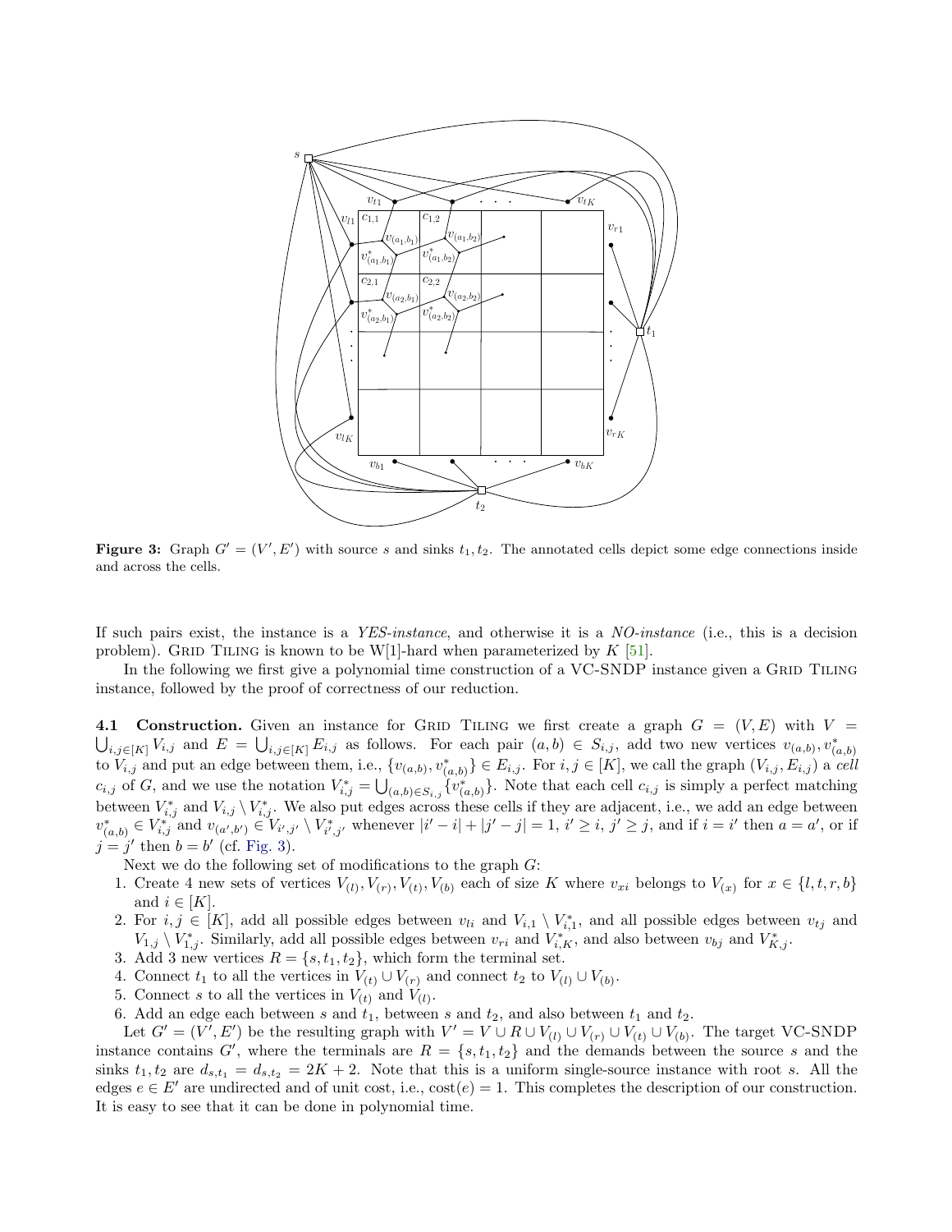**Figure 3:** Graph $G' = (V', E')$ with source $s$ and sinks $t_1, t_2$. The annotated cells depict some edge connections inside and across the cells.

If such pairs exist, the instance is a *YES-instance*, and otherwise it is a *NO-instance* (i.e., this is a decision problem). Grid Tiling is known to be W[1]-hard when parameterized by $K$ [51].

In the following we first give a polynomial time construction of a VC-SNDP instance given a Grid Tiling instance, followed by the proof of correctness of our reduction.

**4.1 Construction.** Given an instance for Grid Tiling we first create a graph $G = (V, E)$ with $V = \bigcup_{i,j \in [K]} V_{i,j}$ and $E = \bigcup_{i,j \in [K]} E_{i,j}$ as follows. For each pair $(a, b) \in S_{i,j}$, add two new vertices $v_{(a,b)}, v^*_{(a,b)}$ to $V_{i,j}$ and put an edge between them, i.e., $\{v_{(a,b)}, v^*_{(a,b)}\} \in E_{i,j}$. For $i, j \in [K]$, we call the graph $(V_{i,j}, E_{i,j})$ a *cell* $c_{i,j}$ of $G$, and we use the notation $V^*_{i,j} = \bigcup_{(a,b) \in S_{i,j}} \{v^*_{(a,b)}\}$. Note that each cell $c_{i,j}$ is simply a perfect matching between $V^*_{i,j}$ and $V_{i,j} \setminus V^*_{i,j}$. We also put edges across these cells if they are adjacent, i.e., we add an edge between $v^*_{(a,b)} \in V^*_{i,j}$ and $v_{(a',b')} \in V_{i',j'} \setminus V^*_{i',j'}$ whenever $|i' - i| + |j' - j| = 1$, $i' \geq i$, $j' \geq j$, and if $i = i'$ then $a = a'$, or if $j = j'$ then $b = b'$ (cf. Fig. 3).

Next we do the following set of modifications to the graph $G$:

1. Create 4 new sets of vertices $V_{(l)}, V_{(r)}, V_{(t)}, V_{(b)}$ each of size $K$ where $v_{xi}$ belongs to $V_{(x)}$ for $x \in \{l, t, r, b\}$ and $i \in [K]$.
2. For $i, j \in [K]$, add all possible edges between $v_{li}$ and $V_{i,1} \setminus V^*_{i,1}$, and all possible edges between $v_{tj}$ and $V_{1,j} \setminus V^*_{1,j}$. Similarly, add all possible edges between $v_{ri}$ and $V^*_{i,K}$, and also between $v_{bj}$ and $V^*_{K,j}$.
3. Add 3 new vertices $R = \{s, t_1, t_2\}$, which form the terminal set.
4. Connect $t_1$ to all the vertices in $V_{(t)} \cup V_{(r)}$ and connect $t_2$ to $V_{(l)} \cup V_{(b)}$.
5. Connect $s$ to all the vertices in $V_{(t)}$ and $V_{(l)}$.
6. Add an edge each between $s$ and $t_1$, between $s$ and $t_2$, and also between $t_1$ and $t_2$.

Let $G' = (V', E')$ be the resulting graph with $V' = V \cup R \cup V_{(l)} \cup V_{(r)} \cup V_{(t)} \cup V_{(b)}$. The target VC-SNDP instance contains $G'$, where the terminals are $R = \{s, t_1, t_2\}$ and the demands between the source $s$ and the sinks $t_1, t_2$ are $d_{s,t_1} = d_{s,t_2} = 2K + 2$. Note that this is a uniform single-source instance with root $s$. All the edges $e \in E'$ are undirected and of unit cost, i.e., $\text{cost}(e) = 1$. This completes the description of our construction. It is easy to see that it can be done in polynomial time.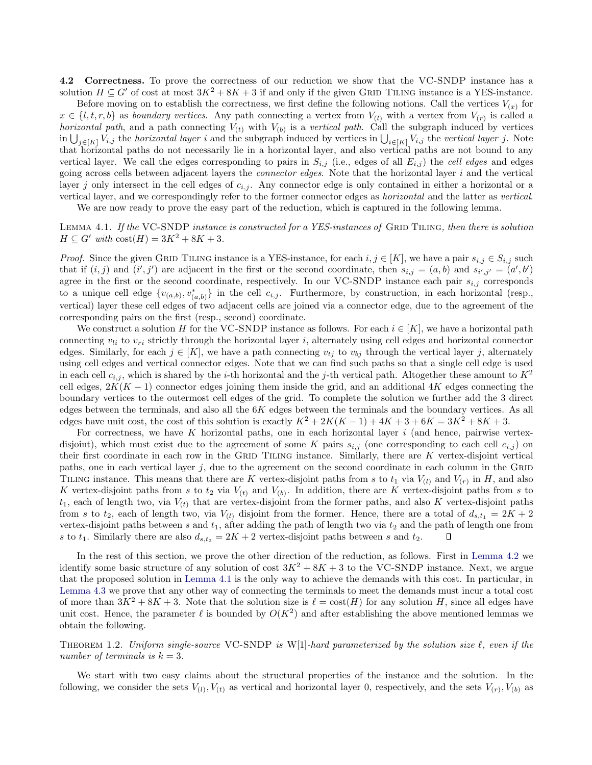**4.2 Correctness.** To prove the correctness of our reduction we show that the VC-SNDP instance has a solution $H \subseteq G'$ of cost at most $3K^2 + 8K + 3$ if and only if the given Grid Tiling instance is a YES-instance.

Before moving on to establish the correctness, we first define the following notions. Call the vertices $V_{(x)}$ for $x \in \{l, t, r, b\}$ as *boundary vertices*. Any path connecting a vertex from $V_{(l)}$ with a vertex from $V_{(r)}$ is called a *horizontal path*, and a path connecting $V_{(t)}$ with $V_{(b)}$ is a *vertical path*. Call the subgraph induced by vertices in $\bigcup_{j \in [K]} V_{i,j}$ the *horizontal layer* $i$ and the subgraph induced by vertices in $\bigcup_{i \in [K]} V_{i,j}$ the *vertical layer* $j$. Note that horizontal paths do not necessarily lie in a horizontal layer, and also vertical paths are not bound to any vertical layer. We call the edges corresponding to pairs in $S_{i,j}$ (i.e., edges of all $E_{i,j}$) the *cell edges* and edges going across cells between adjacent layers the *connector edges*. Note that the horizontal layer $i$ and the vertical layer $j$ only intersect in the cell edges of $c_{i,j}$. Any connector edge is only contained in either a horizontal or a vertical layer, and we correspondingly refer to the former connector edges as *horizontal* and the latter as *vertical*.

We are now ready to prove the easy part of the reduction, which is captured in the following lemma.

Lemma 4.1. *If the* VC-SNDP *instance is constructed for a YES-instances of* Grid Tiling*, then there is solution* $H \subseteq G'$ *with* $\text{cost}(H) = 3K^2 + 8K + 3$.

*Proof.* Since the given Grid Tiling instance is a YES-instance, for each $i, j \in [K]$, we have a pair $s_{i,j} \in S_{i,j}$ such that if $(i, j)$ and $(i', j')$ are adjacent in the first or the second coordinate, then $s_{i,j} = (a, b)$ and $s_{i',j'} = (a', b')$ agree in the first or the second coordinate, respectively. In our VC-SNDP instance each pair $s_{i,j}$ corresponds to a unique cell edge $\{v_{(a,b)}, v^*_{(a,b)}\}$ in the cell $c_{i,j}$. Furthermore, by construction, in each horizontal (resp., vertical) layer these cell edges of two adjacent cells are joined via a connector edge, due to the agreement of the corresponding pairs on the first (resp., second) coordinate.

We construct a solution $H$ for the VC-SNDP instance as follows. For each $i \in [K]$, we have a horizontal path connecting $v_{li}$ to $v_{ri}$ strictly through the horizontal layer $i$, alternately using cell edges and horizontal connector edges. Similarly, for each $j \in [K]$, we have a path connecting $v_{tj}$ to $v_{bj}$ through the vertical layer $j$, alternately using cell edges and vertical connector edges. Note that we can find such paths so that a single cell edge is used in each cell $c_{i,j}$, which is shared by the $i$-th horizontal and the $j$-th vertical path. Altogether these amount to $K^2$ cell edges, $2K(K-1)$ connector edges joining them inside the grid, and an additional $4K$ edges connecting the boundary vertices to the outermost cell edges of the grid. To complete the solution we further add the 3 direct edges between the terminals, and also all the $6K$ edges between the terminals and the boundary vertices. As all edges have unit cost, the cost of this solution is exactly $K^2 + 2K(K-1) + 4K + 3 + 6K = 3K^2 + 8K + 3$.

For correctness, we have $K$ horizontal paths, one in each horizontal layer $i$ (and hence, pairwise vertex-disjoint), which must exist due to the agreement of some $K$ pairs $s_{i,j}$ (one corresponding to each cell $c_{i,j}$) on their first coordinate in each row in the Grid Tiling instance. Similarly, there are $K$ vertex-disjoint vertical paths, one in each vertical layer $j$, due to the agreement on the second coordinate in each column in the Grid Tiling instance. This means that there are $K$ vertex-disjoint paths from $s$ to $t_1$ via $V_{(l)}$ and $V_{(r)}$ in $H$, and also $K$ vertex-disjoint paths from $s$ to $t_2$ via $V_{(t)}$ and $V_{(b)}$. In addition, there are $K$ vertex-disjoint paths from $s$ to $t_1$, each of length two, via $V_{(t)}$ that are vertex-disjoint from the former paths, and also $K$ vertex-disjoint paths from $s$ to $t_2$, each of length two, via $V_{(l)}$ disjoint from the former. Hence, there are a total of $d_{s,t_1} = 2K + 2$ vertex-disjoint paths between $s$ and $t_1$, after adding the path of length two via $t_2$ and the path of length one from $s$ to $t_1$. Similarly there are also $d_{s,t_2} = 2K + 2$ vertex-disjoint paths between $s$ and $t_2$. $\square$

In the rest of this section, we prove the other direction of the reduction, as follows. First in Lemma 4.2 we identify some basic structure of any solution of cost $3K^2 + 8K + 3$ to the VC-SNDP instance. Next, we argue that the proposed solution in Lemma 4.1 is the only way to achieve the demands with this cost. In particular, in Lemma 4.3 we prove that any other way of connecting the terminals to meet the demands must incur a total cost of more than $3K^2 + 8K + 3$. Note that the solution size is $\ell = \text{cost}(H)$ for any solution $H$, since all edges have unit cost. Hence, the parameter $\ell$ is bounded by $O(K^2)$ and after establishing the above mentioned lemmas we obtain the following.

Theorem 1.2. *Uniform single-source* VC-SNDP *is* W[1]*-hard parameterized by the solution size* $\ell$*, even if the number of terminals is* $k = 3$.

We start with two easy claims about the structural properties of the instance and the solution. In the following, we consider the sets $V_{(l)}, V_{(t)}$ as vertical and horizontal layer 0, respectively, and the sets $V_{(r)}, V_{(b)}$ as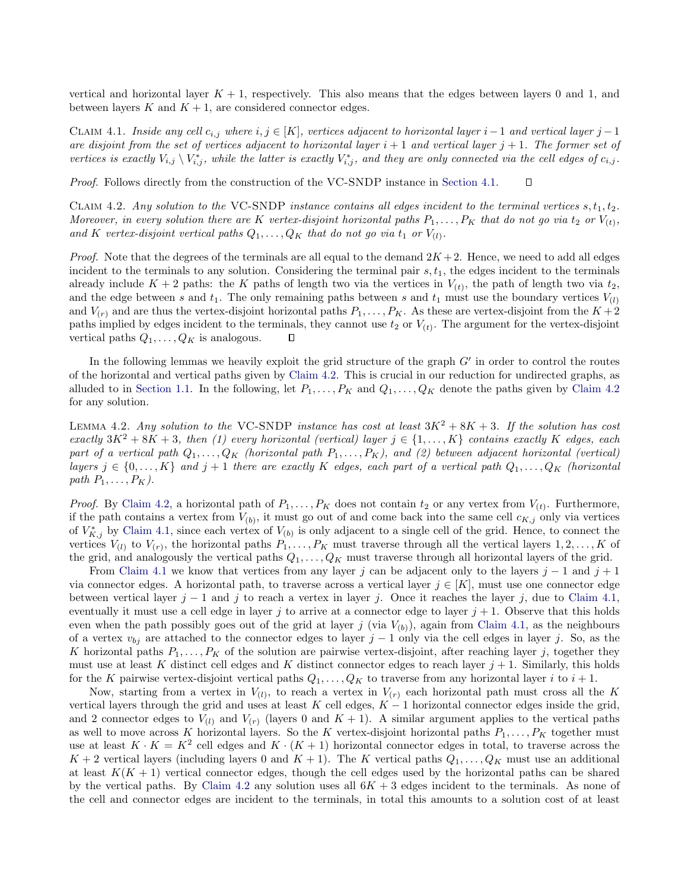vertical and horizontal layer $K+1$, respectively. This also means that the edges between layers 0 and 1, and between layers $K$ and $K+1$, are considered connector edges.

Claim 4.1. *Inside any cell $c_{i,j}$ where $i,j \in [K]$, vertices adjacent to horizontal layer $i-1$ and vertical layer $j-1$ are disjoint from the set of vertices adjacent to horizontal layer $i+1$ and vertical layer $j+1$. The former set of vertices is exactly $V_{i,j} \setminus V^*_{i,j}$, while the latter is exactly $V^*_{i,j}$, and they are only connected via the cell edges of $c_{i,j}$.*

*Proof.* Follows directly from the construction of the VC-SNDP instance in Section 4.1. ◻

Claim 4.2. *Any solution to the* VC-SNDP *instance contains all edges incident to the terminal vertices $s, t_1, t_2$. Moreover, in every solution there are $K$ vertex-disjoint horizontal paths $P_1, \ldots, P_K$ that do not go via $t_2$ or $V_{(t)}$, and $K$ vertex-disjoint vertical paths $Q_1, \ldots, Q_K$ that do not go via $t_1$ or $V_{(l)}$.*

*Proof.* Note that the degrees of the terminals are all equal to the demand $2K+2$. Hence, we need to add all edges incident to the terminals to any solution. Considering the terminal pair $s, t_1$, the edges incident to the terminals already include $K+2$ paths: the $K$ paths of length two via the vertices in $V_{(t)}$, the path of length two via $t_2$, and the edge between $s$ and $t_1$. The only remaining paths between $s$ and $t_1$ must use the boundary vertices $V_{(l)}$ and $V_{(r)}$ and are thus the vertex-disjoint horizontal paths $P_1, \ldots, P_K$. As these are vertex-disjoint from the $K+2$ paths implied by edges incident to the terminals, they cannot use $t_2$ or $V_{(t)}$. The argument for the vertex-disjoint vertical paths $Q_1, \ldots, Q_K$ is analogous. ◻

In the following lemmas we heavily exploit the grid structure of the graph $G'$ in order to control the routes of the horizontal and vertical paths given by Claim 4.2. This is crucial in our reduction for undirected graphs, as alluded to in Section 1.1. In the following, let $P_1, \ldots, P_K$ and $Q_1, \ldots, Q_K$ denote the paths given by Claim 4.2 for any solution.

Lemma 4.2. *Any solution to the* VC-SNDP *instance has cost at least $3K^2+8K+3$. If the solution has cost exactly $3K^2+8K+3$, then (1) every horizontal (vertical) layer $j \in \{1, \ldots, K\}$ contains exactly $K$ edges, each part of a vertical path $Q_1, \ldots, Q_K$ (horizontal path $P_1, \ldots, P_K$), and (2) between adjacent horizontal (vertical) layers $j \in \{0, \ldots, K\}$ and $j+1$ there are exactly $K$ edges, each part of a vertical path $Q_1, \ldots, Q_K$ (horizontal path $P_1, \ldots, P_K$).*

*Proof.* By Claim 4.2, a horizontal path of $P_1, \ldots, P_K$ does not contain $t_2$ or any vertex from $V_{(t)}$. Furthermore, if the path contains a vertex from $V_{(b)}$, it must go out of and come back into the same cell $c_{K,j}$ only via vertices of $V^*_{K,j}$ by Claim 4.1, since each vertex of $V_{(b)}$ is only adjacent to a single cell of the grid. Hence, to connect the vertices $V_{(l)}$ to $V_{(r)}$, the horizontal paths $P_1, \ldots, P_K$ must traverse through all the vertical layers $1, 2, \ldots, K$ of the grid, and analogously the vertical paths $Q_1, \ldots, Q_K$ must traverse through all horizontal layers of the grid.

From Claim 4.1 we know that vertices from any layer $j$ can be adjacent only to the layers $j-1$ and $j+1$ via connector edges. A horizontal path, to traverse across a vertical layer $j \in [K]$, must use one connector edge between vertical layer $j-1$ and $j$ to reach a vertex in layer $j$. Once it reaches the layer $j$, due to Claim 4.1, eventually it must use a cell edge in layer $j$ to arrive at a connector edge to layer $j+1$. Observe that this holds even when the path possibly goes out of the grid at layer $j$ (via $V_{(b)}$), again from Claim 4.1, as the neighbours of a vertex $v_{bj}$ are attached to the connector edges to layer $j-1$ only via the cell edges in layer $j$. So, as the $K$ horizontal paths $P_1, \ldots, P_K$ of the solution are pairwise vertex-disjoint, after reaching layer $j$, together they must use at least $K$ distinct cell edges and $K$ distinct connector edges to reach layer $j+1$. Similarly, this holds for the $K$ pairwise vertex-disjoint vertical paths $Q_1, \ldots, Q_K$ to traverse from any horizontal layer $i$ to $i+1$.

Now, starting from a vertex in $V_{(l)}$, to reach a vertex in $V_{(r)}$ each horizontal path must cross all the $K$ vertical layers through the grid and uses at least $K$ cell edges, $K-1$ horizontal connector edges inside the grid, and 2 connector edges to $V_{(l)}$ and $V_{(r)}$ (layers 0 and $K+1$). A similar argument applies to the vertical paths as well to move across $K$ horizontal layers. So the $K$ vertex-disjoint horizontal paths $P_1, \ldots, P_K$ together must use at least $K \cdot K = K^2$ cell edges and $K \cdot (K+1)$ horizontal connector edges in total, to traverse across the $K+2$ vertical layers (including layers 0 and $K+1$). The $K$ vertical paths $Q_1, \ldots, Q_K$ must use an additional at least $K(K+1)$ vertical connector edges, though the cell edges used by the horizontal paths can be shared by the vertical paths. By Claim 4.2 any solution uses all $6K+3$ edges incident to the terminals. As none of the cell and connector edges are incident to the terminals, in total this amounts to a solution cost of at least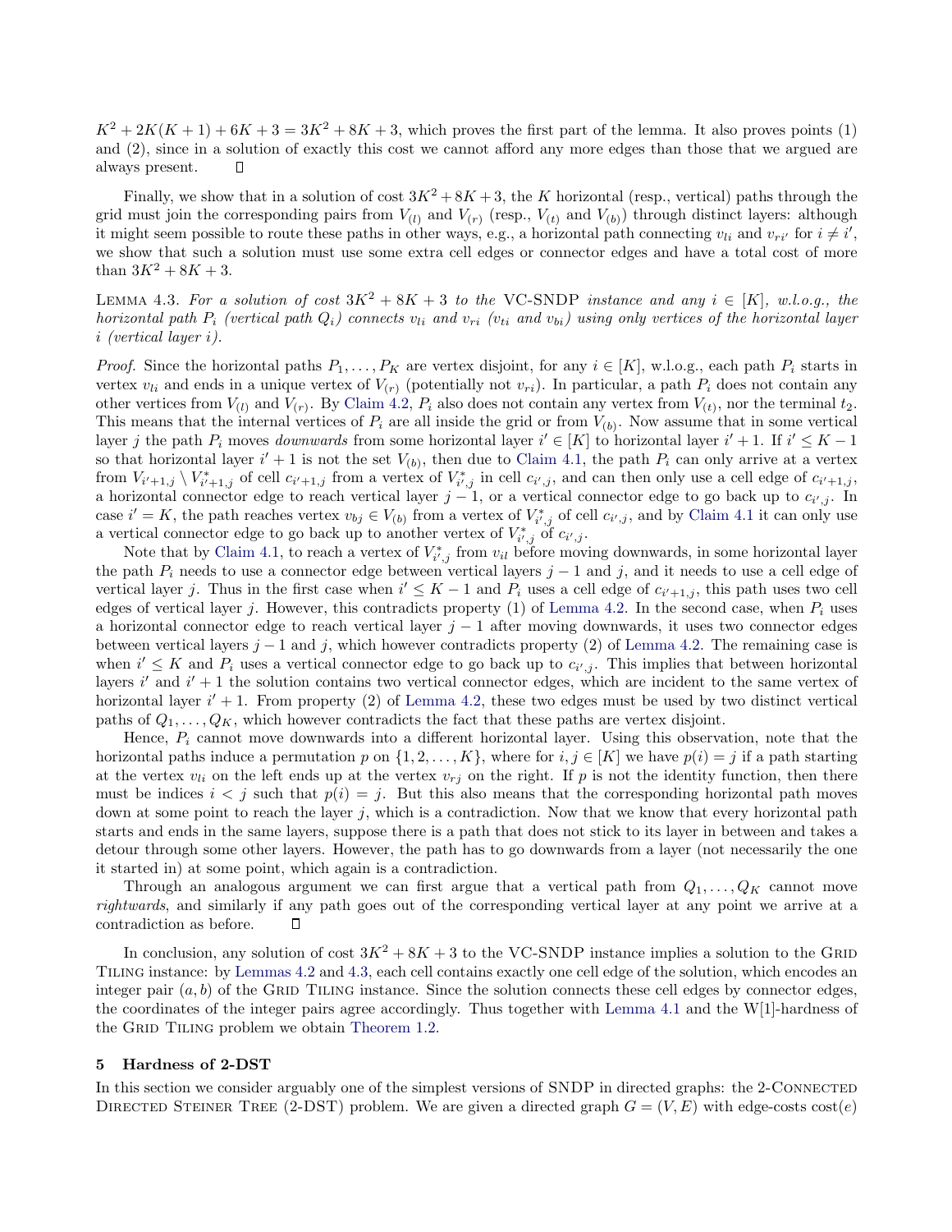$K^2 + 2K(K+1) + 6K + 3 = 3K^2 + 8K + 3$, which proves the first part of the lemma. It also proves points (1) and (2), since in a solution of exactly this cost we cannot afford any more edges than those that we argued are always present. ◻

Finally, we show that in a solution of cost $3K^2 + 8K + 3$, the $K$ horizontal (resp., vertical) paths through the grid must join the corresponding pairs from $V_{(l)}$ and $V_{(r)}$ (resp., $V_{(t)}$ and $V_{(b)}$) through distinct layers: although it might seem possible to route these paths in other ways, e.g., a horizontal path connecting $v_{li}$ and $v_{ri'}$ for $i \neq i'$, we show that such a solution must use some extra cell edges or connector edges and have a total cost of more than $3K^2 + 8K + 3$.

Lemma 4.3. *For a solution of cost $3K^2 + 8K + 3$ to the* VC-SNDP *instance and any $i \in [K]$, w.l.o.g., the horizontal path $P_i$ (vertical path $Q_i$) connects $v_{li}$ and $v_{ri}$ ($v_{ti}$ and $v_{bi}$) using only vertices of the horizontal layer $i$ (vertical layer $i$).*

*Proof.* Since the horizontal paths $P_1, \ldots, P_K$ are vertex disjoint, for any $i \in [K]$, w.l.o.g., each path $P_i$ starts in vertex $v_{li}$ and ends in a unique vertex of $V_{(r)}$ (potentially not $v_{ri}$). In particular, a path $P_i$ does not contain any other vertices from $V_{(l)}$ and $V_{(r)}$. By Claim 4.2, $P_i$ also does not contain any vertex from $V_{(t)}$, nor the terminal $t_2$. This means that the internal vertices of $P_i$ are all inside the grid or from $V_{(b)}$. Now assume that in some vertical layer $j$ the path $P_i$ moves *downwards* from some horizontal layer $i' \in [K]$ to horizontal layer $i'+1$. If $i' \leq K-1$ so that horizontal layer $i'+1$ is not the set $V_{(b)}$, then due to Claim 4.1, the path $P_i$ can only arrive at a vertex from $V_{i'+1,j} \setminus V^*_{i'+1,j}$ of cell $c_{i'+1,j}$ from a vertex of $V^*_{i',j}$ in cell $c_{i',j}$, and can then only use a cell edge of $c_{i'+1,j}$, a horizontal connector edge to reach vertical layer $j-1$, or a vertical connector edge to go back up to $c_{i',j}$. In case $i' = K$, the path reaches vertex $v_{bj} \in V_{(b)}$ from a vertex of $V^*_{i',j}$ of cell $c_{i',j}$, and by Claim 4.1 it can only use a vertical connector edge to go back up to another vertex of $V^*_{i',j}$ of $c_{i',j}$.

Note that by Claim 4.1, to reach a vertex of $V^*_{i',j}$ from $v_{il}$ before moving downwards, in some horizontal layer the path $P_i$ needs to use a connector edge between vertical layers $j-1$ and $j$, and it needs to use a cell edge of vertical layer $j$. Thus in the first case when $i' \leq K-1$ and $P_i$ uses a cell edge of $c_{i'+1,j}$, this path uses two cell edges of vertical layer $j$. However, this contradicts property (1) of Lemma 4.2. In the second case, when $P_i$ uses a horizontal connector edge to reach vertical layer $j-1$ after moving downwards, it uses two connector edges between vertical layers $j-1$ and $j$, which however contradicts property (2) of Lemma 4.2. The remaining case is when $i' \leq K$ and $P_i$ uses a vertical connector edge to go back up to $c_{i',j}$. This implies that between horizontal layers $i'$ and $i'+1$ the solution contains two vertical connector edges, which are incident to the same vertex of horizontal layer $i'+1$. From property (2) of Lemma 4.2, these two edges must be used by two distinct vertical paths of $Q_1, \ldots, Q_K$, which however contradicts the fact that these paths are vertex disjoint.

Hence, $P_i$ cannot move downwards into a different horizontal layer. Using this observation, note that the horizontal paths induce a permutation $p$ on $\{1, 2, \ldots, K\}$, where for $i, j \in [K]$ we have $p(i) = j$ if a path starting at the vertex $v_{li}$ on the left ends up at the vertex $v_{rj}$ on the right. If $p$ is not the identity function, then there must be indices $i < j$ such that $p(i) = j$. But this also means that the corresponding horizontal path moves down at some point to reach the layer $j$, which is a contradiction. Now that we know that every horizontal path starts and ends in the same layers, suppose there is a path that does not stick to its layer in between and takes a detour through some other layers. However, the path has to go downwards from a layer (not necessarily the one it started in) at some point, which again is a contradiction.

Through an analogous argument we can first argue that a vertical path from $Q_1, \ldots, Q_K$ cannot move *rightwards*, and similarly if any path goes out of the corresponding vertical layer at any point we arrive at a contradiction as before. ◻

In conclusion, any solution of cost $3K^2 + 8K + 3$ to the VC-SNDP instance implies a solution to the Grid Tiling instance: by Lemmas 4.2 and 4.3, each cell contains exactly one cell edge of the solution, which encodes an integer pair $(a, b)$ of the Grid Tiling instance. Since the solution connects these cell edges by connector edges, the coordinates of the integer pairs agree accordingly. Thus together with Lemma 4.1 and the W[1]-hardness of the Grid Tiling problem we obtain Theorem 1.2.

## 5 Hardness of 2-DST

In this section we consider arguably one of the simplest versions of SNDP in directed graphs: the 2-Connected Directed Steiner Tree (2-DST) problem. We are given a directed graph $G = (V, E)$ with edge-costs $\text{cost}(e)$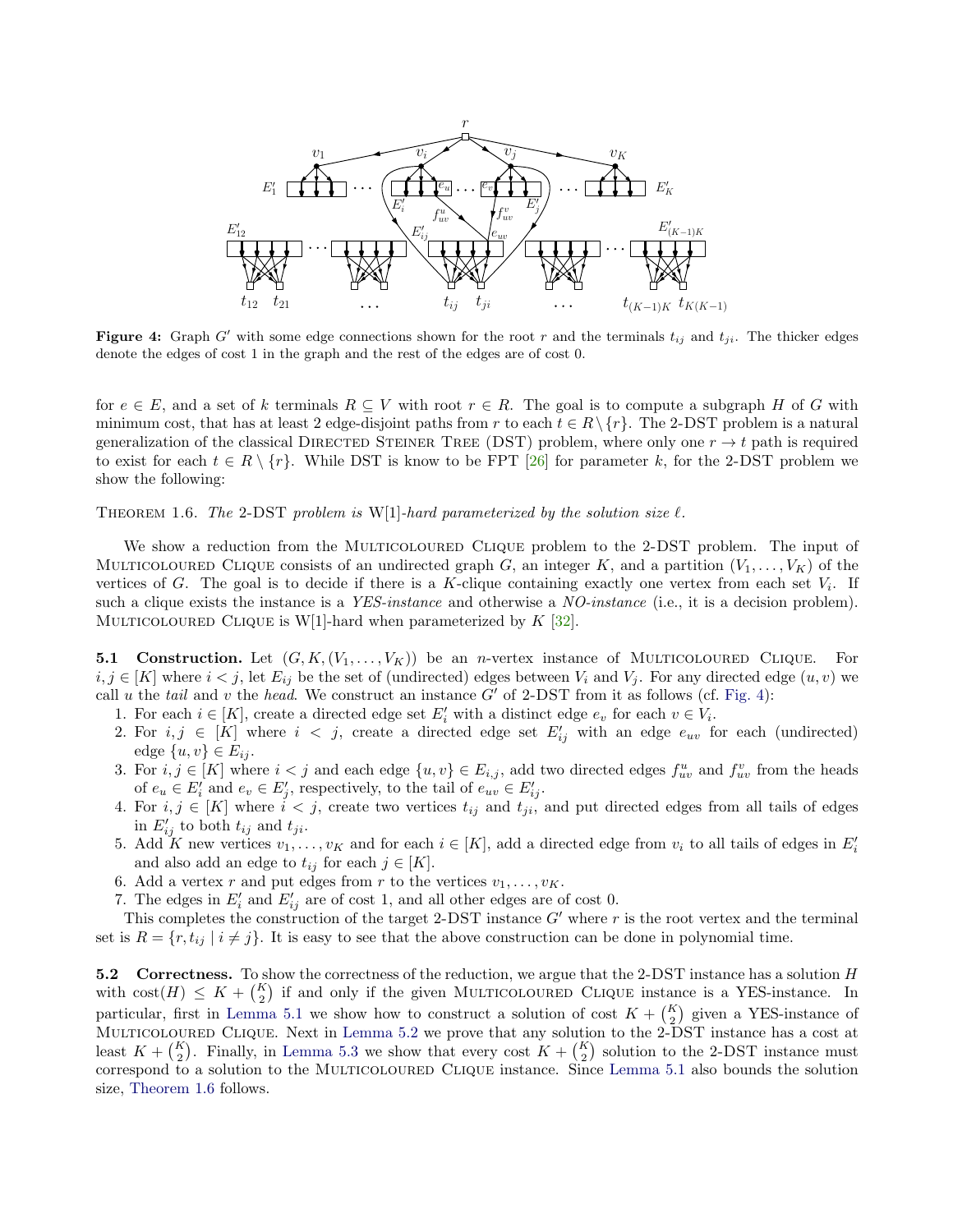**Figure 4:** Graph $G'$ with some edge connections shown for the root $r$ and the terminals $t_{ij}$ and $t_{ji}$. The thicker edges denote the edges of cost 1 in the graph and the rest of the edges are of cost 0.

for $e \in E$, and a set of $k$ terminals $R \subseteq V$ with root $r \in R$. The goal is to compute a subgraph $H$ of $G$ with minimum cost, that has at least 2 edge-disjoint paths from $r$ to each $t \in R \setminus \{r\}$. The 2-DST problem is a natural generalization of the classical Directed Steiner Tree (DST) problem, where only one $r \to t$ path is required to exist for each $t \in R \setminus \{r\}$. While DST is know to be FPT [26] for parameter $k$, for the 2-DST problem we show the following:

Theorem 1.6. *The* 2-DST *problem is* W[1]*-hard parameterized by the solution size* $\ell$.

We show a reduction from the Multicoloured Clique problem to the 2-DST problem. The input of Multicoloured Clique consists of an undirected graph $G$, an integer $K$, and a partition $(V_1, \ldots, V_K)$ of the vertices of $G$. The goal is to decide if there is a $K$-clique containing exactly one vertex from each set $V_i$. If such a clique exists the instance is a *YES-instance* and otherwise a *NO-instance* (i.e., it is a decision problem). Multicoloured Clique is W[1]-hard when parameterized by $K$ [32].

**5.1 Construction.** Let $(G, K, (V_1, \ldots, V_K))$ be an $n$-vertex instance of Multicoloured Clique. For $i, j \in [K]$ where $i < j$, let $E_{ij}$ be the set of (undirected) edges between $V_i$ and $V_j$. For any directed edge $(u, v)$ we call $u$ the *tail* and $v$ the *head*. We construct an instance $G'$ of 2-DST from it as follows (cf. Fig. 4):

1. For each $i \in [K]$, create a directed edge set $E'_i$ with a distinct edge $e_v$ for each $v \in V_i$.
2. For $i, j \in [K]$ where $i < j$, create a directed edge set $E'_{ij}$ with an edge $e_{uv}$ for each (undirected) edge $\{u, v\} \in E_{ij}$.
3. For $i, j \in [K]$ where $i < j$ and each edge $\{u, v\} \in E_{i,j}$, add two directed edges $f^u_{uv}$ and $f^v_{uv}$ from the heads of $e_u \in E'_i$ and $e_v \in E'_j$, respectively, to the tail of $e_{uv} \in E'_{ij}$.
4. For $i, j \in [K]$ where $i < j$, create two vertices $t_{ij}$ and $t_{ji}$, and put directed edges from all tails of edges in $E'_{ij}$ to both $t_{ij}$ and $t_{ji}$.
5. Add $K$ new vertices $v_1, \ldots, v_K$ and for each $i \in [K]$, add a directed edge from $v_i$ to all tails of edges in $E'_i$ and also add an edge to $t_{ij}$ for each $j \in [K]$.
6. Add a vertex $r$ and put edges from $r$ to the vertices $v_1, \ldots, v_K$.
7. The edges in $E'_i$ and $E'_{ij}$ are of cost 1, and all other edges are of cost 0.

This completes the construction of the target 2-DST instance $G'$ where $r$ is the root vertex and the terminal set is $R = \{r, t_{ij} \mid i \neq j\}$. It is easy to see that the above construction can be done in polynomial time.

**5.2 Correctness.** To show the correctness of the reduction, we argue that the 2-DST instance has a solution $H$ with $\text{cost}(H) \leq K + \binom{K}{2}$ if and only if the given Multicoloured Clique instance is a YES-instance. In particular, first in Lemma 5.1 we show how to construct a solution of cost $K + \binom{K}{2}$ given a YES-instance of Multicoloured Clique. Next in Lemma 5.2 we prove that any solution to the 2-DST instance has a cost at least $K + \binom{K}{2}$. Finally, in Lemma 5.3 we show that every cost $K + \binom{K}{2}$ solution to the 2-DST instance must correspond to a solution to the Multicoloured Clique instance. Since Lemma 5.1 also bounds the solution size, Theorem 1.6 follows.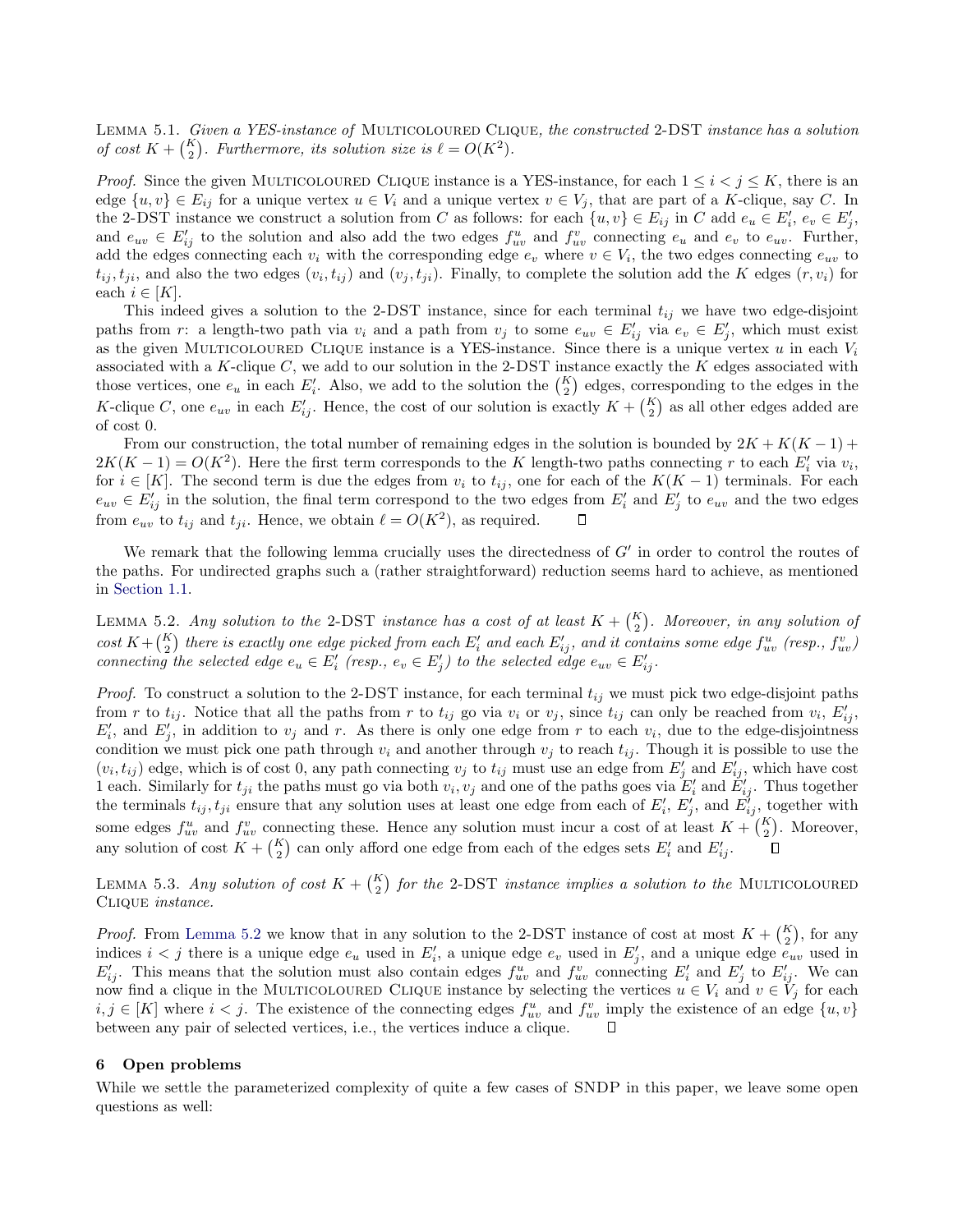Lemma 5.1. *Given a YES-instance of* Multicoloured Clique*, the constructed* 2-DST *instance has a solution of cost $K + \binom{K}{2}$. Furthermore, its solution size is $\ell = O(K^2)$.*

*Proof.* Since the given Multicoloured Clique instance is a YES-instance, for each $1 \le i < j \le K$, there is an edge $\{u, v\} \in E_{ij}$ for a unique vertex $u \in V_i$ and a unique vertex $v \in V_j$, that are part of a $K$-clique, say $C$. In the 2-DST instance we construct a solution from $C$ as follows: for each $\{u, v\} \in E_{ij}$ in $C$ add $e_u \in E'_i$, $e_v \in E'_j$, and $e_{uv} \in E'_{ij}$ to the solution and also add the two edges $f^u_{uv}$ and $f^v_{uv}$ connecting $e_u$ and $e_v$ to $e_{uv}$. Further, add the edges connecting each $v_i$ with the corresponding edge $e_v$ where $v \in V_i$, the two edges connecting $e_{uv}$ to $t_{ij}, t_{ji}$, and also the two edges $(v_i, t_{ij})$ and $(v_j, t_{ji})$. Finally, to complete the solution add the $K$ edges $(r, v_i)$ for each $i \in [K]$.

This indeed gives a solution to the 2-DST instance, since for each terminal $t_{ij}$ we have two edge-disjoint paths from $r$: a length-two path via $v_i$ and a path from $v_j$ to some $e_{uv} \in E'_{ij}$ via $e_v \in E'_j$, which must exist as the given Multicoloured Clique instance is a YES-instance. Since there is a unique vertex $u$ in each $V_i$ associated with a $K$-clique $C$, we add to our solution in the 2-DST instance exactly the $K$ edges associated with those vertices, one $e_u$ in each $E'_i$. Also, we add to the solution the $\binom{K}{2}$ edges, corresponding to the edges in the $K$-clique $C$, one $e_{uv}$ in each $E'_{ij}$. Hence, the cost of our solution is exactly $K + \binom{K}{2}$ as all other edges added are of cost 0.

From our construction, the total number of remaining edges in the solution is bounded by $2K + K(K-1) + 2K(K-1) = O(K^2)$. Here the first term corresponds to the $K$ length-two paths connecting $r$ to each $E'_i$ via $v_i$, for $i \in [K]$. The second term is due the edges from $v_i$ to $t_{ij}$, one for each of the $K(K-1)$ terminals. For each $e_{uv} \in E'_{ij}$ in the solution, the final term correspond to the two edges from $E'_i$ and $E'_j$ to $e_{uv}$ and the two edges from $e_{uv}$ to $t_{ij}$ and $t_{ji}$. Hence, we obtain $\ell = O(K^2)$, as required. ◻

We remark that the following lemma crucially uses the directedness of $G'$ in order to control the routes of the paths. For undirected graphs such a (rather straightforward) reduction seems hard to achieve, as mentioned in Section 1.1.

Lemma 5.2. *Any solution to the* 2-DST *instance has a cost of at least $K + \binom{K}{2}$. Moreover, in any solution of cost $K + \binom{K}{2}$ there is exactly one edge picked from each $E'_i$ and each $E'_{ij}$, and it contains some edge $f^u_{uv}$ (resp., $f^v_{uv}$) connecting the selected edge $e_u \in E'_i$ (resp., $e_v \in E'_j$) to the selected edge $e_{uv} \in E'_{ij}$.*

*Proof.* To construct a solution to the 2-DST instance, for each terminal $t_{ij}$ we must pick two edge-disjoint paths from $r$ to $t_{ij}$. Notice that all the paths from $r$ to $t_{ij}$ go via $v_i$ or $v_j$, since $t_{ij}$ can only be reached from $v_i$, $E'_{ij}$, $E'_i$, and $E'_j$, in addition to $v_j$ and $r$. As there is only one edge from $r$ to each $v_i$, due to the edge-disjointness condition we must pick one path through $v_i$ and another through $v_j$ to reach $t_{ij}$. Though it is possible to use the $(v_i, t_{ij})$ edge, which is of cost 0, any path connecting $v_j$ to $t_{ij}$ must use an edge from $E'_j$ and $E'_{ij}$, which have cost 1 each. Similarly for $t_{ji}$ the paths must go via both $v_i, v_j$ and one of the paths goes via $E'_i$ and $E'_{ij}$. Thus together the terminals $t_{ij}, t_{ji}$ ensure that any solution uses at least one edge from each of $E'_i$, $E'_j$, and $E'_{ij}$, together with some edges $f^u_{uv}$ and $f^v_{uv}$ connecting these. Hence any solution must incur a cost of at least $K + \binom{K}{2}$. Moreover, any solution of cost $K + \binom{K}{2}$ can only afford one edge from each of the edges sets $E'_i$ and $E'_{ij}$. ◻

Lemma 5.3. *Any solution of cost $K + \binom{K}{2}$ for the* 2-DST *instance implies a solution to the* Multicoloured Clique *instance.*

*Proof.* From Lemma 5.2 we know that in any solution to the 2-DST instance of cost at most $K + \binom{K}{2}$, for any indices $i < j$ there is a unique edge $e_u$ used in $E'_i$, a unique edge $e_v$ used in $E'_j$, and a unique edge $e_{uv}$ used in $E'_{ij}$. This means that the solution must also contain edges $f^u_{uv}$ and $f^v_{uv}$ connecting $E'_i$ and $E'_j$ to $E'_{ij}$. We can now find a clique in the Multicoloured Clique instance by selecting the vertices $u \in V_i$ and $v \in V_j$ for each $i, j \in [K]$ where $i < j$. The existence of the connecting edges $f^u_{uv}$ and $f^v_{uv}$ imply the existence of an edge $\{u, v\}$ between any pair of selected vertices, i.e., the vertices induce a clique. ◻

## 6 Open problems

While we settle the parameterized complexity of quite a few cases of SNDP in this paper, we leave some open questions as well: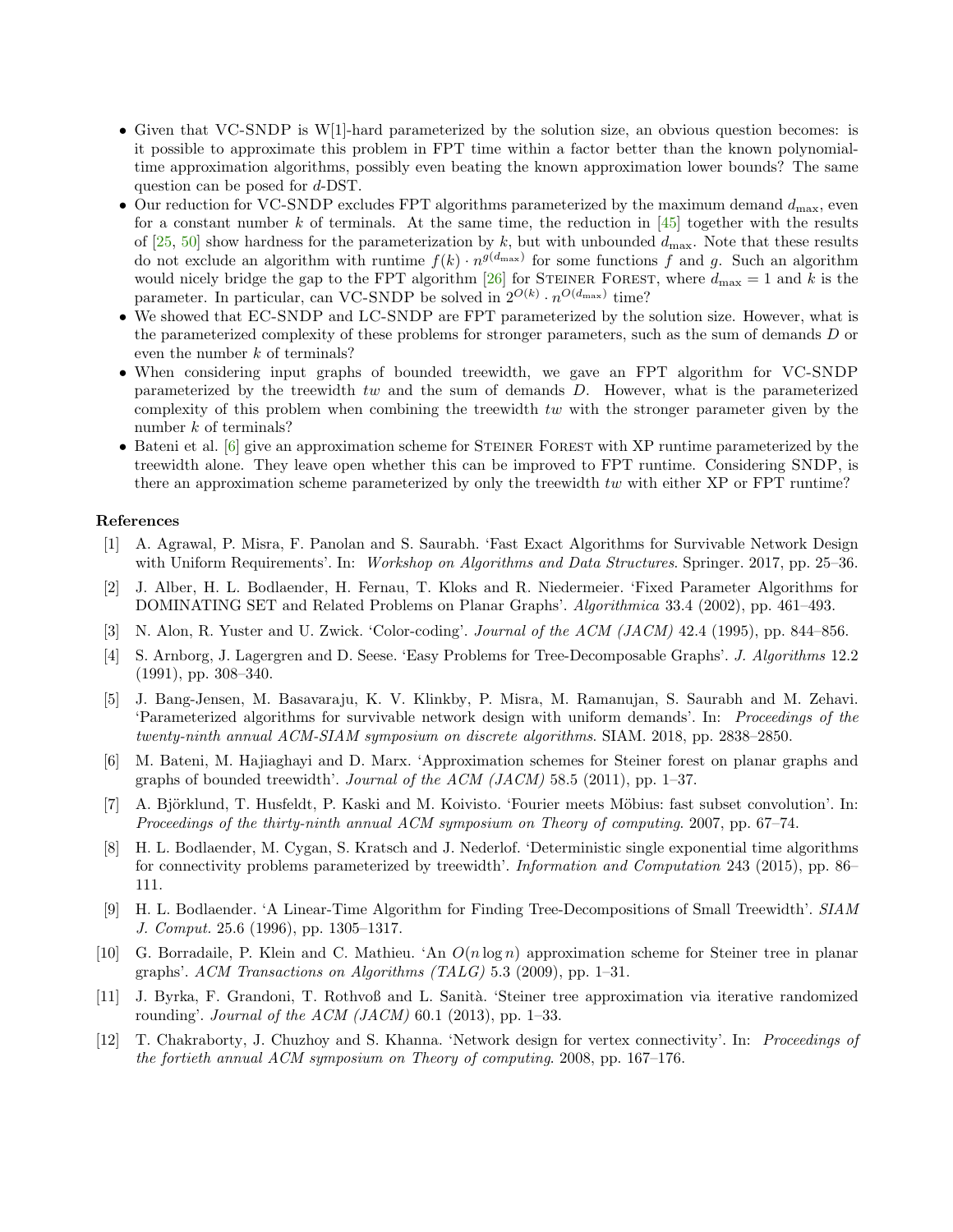- Given that VC-SNDP is W[1]-hard parameterized by the solution size, an obvious question becomes: is it possible to approximate this problem in FPT time within a factor better than the known polynomial-time approximation algorithms, possibly even beating the known approximation lower bounds? The same question can be posed for $d$-DST.
- Our reduction for VC-SNDP excludes FPT algorithms parameterized by the maximum demand $d_{\max}$, even for a constant number $k$ of terminals. At the same time, the reduction in [45] together with the results of [25, 50] show hardness for the parameterization by $k$, but with unbounded $d_{\max}$. Note that these results do not exclude an algorithm with runtime $f(k) \cdot n^{g(d_{\max})}$ for some functions $f$ and $g$. Such an algorithm would nicely bridge the gap to the FPT algorithm [26] for Steiner Forest, where $d_{\max} = 1$ and $k$ is the parameter. In particular, can VC-SNDP be solved in $2^{O(k)} \cdot n^{O(d_{\max})}$ time?
- We showed that EC-SNDP and LC-SNDP are FPT parameterized by the solution size. However, what is the parameterized complexity of these problems for stronger parameters, such as the sum of demands $D$ or even the number $k$ of terminals?
- When considering input graphs of bounded treewidth, we gave an FPT algorithm for VC-SNDP parameterized by the treewidth $tw$ and the sum of demands $D$. However, what is the parameterized complexity of this problem when combining the treewidth $tw$ with the stronger parameter given by the number $k$ of terminals?
- Bateni et al. [6] give an approximation scheme for Steiner Forest with XP runtime parameterized by the treewidth alone. They leave open whether this can be improved to FPT runtime. Considering SNDP, is there an approximation scheme parameterized by only the treewidth $tw$ with either XP or FPT runtime?

## References

[1] A. Agrawal, P. Misra, F. Panolan and S. Saurabh. 'Fast Exact Algorithms for Survivable Network Design with Uniform Requirements'. In: *Workshop on Algorithms and Data Structures*. Springer. 2017, pp. 25–36.

[2] J. Alber, H. L. Bodlaender, H. Fernau, T. Kloks and R. Niedermeier. 'Fixed Parameter Algorithms for DOMINATING SET and Related Problems on Planar Graphs'. *Algorithmica* 33.4 (2002), pp. 461–493.

[3] N. Alon, R. Yuster and U. Zwick. 'Color-coding'. *Journal of the ACM (JACM)* 42.4 (1995), pp. 844–856.

[4] S. Arnborg, J. Lagergren and D. Seese. 'Easy Problems for Tree-Decomposable Graphs'. *J. Algorithms* 12.2 (1991), pp. 308–340.

[5] J. Bang-Jensen, M. Basavaraju, K. V. Klinkby, P. Misra, M. Ramanujan, S. Saurabh and M. Zehavi. 'Parameterized algorithms for survivable network design with uniform demands'. In: *Proceedings of the twenty-ninth annual ACM-SIAM symposium on discrete algorithms*. SIAM. 2018, pp. 2838–2850.

[6] M. Bateni, M. Hajiaghayi and D. Marx. 'Approximation schemes for Steiner forest on planar graphs and graphs of bounded treewidth'. *Journal of the ACM (JACM)* 58.5 (2011), pp. 1–37.

[7] A. Björklund, T. Husfeldt, P. Kaski and M. Koivisto. 'Fourier meets Möbius: fast subset convolution'. In: *Proceedings of the thirty-ninth annual ACM symposium on Theory of computing*. 2007, pp. 67–74.

[8] H. L. Bodlaender, M. Cygan, S. Kratsch and J. Nederlof. 'Deterministic single exponential time algorithms for connectivity problems parameterized by treewidth'. *Information and Computation* 243 (2015), pp. 86–111.

[9] H. L. Bodlaender. 'A Linear-Time Algorithm for Finding Tree-Decompositions of Small Treewidth'. *SIAM J. Comput.* 25.6 (1996), pp. 1305–1317.

[10] G. Borradaile, P. Klein and C. Mathieu. 'An $O(n \log n)$ approximation scheme for Steiner tree in planar graphs'. *ACM Transactions on Algorithms (TALG)* 5.3 (2009), pp. 1–31.

[11] J. Byrka, F. Grandoni, T. Rothvoß and L. Sanità. 'Steiner tree approximation via iterative randomized rounding'. *Journal of the ACM (JACM)* 60.1 (2013), pp. 1–33.

[12] T. Chakraborty, J. Chuzhoy and S. Khanna. 'Network design for vertex connectivity'. In: *Proceedings of the fortieth annual ACM symposium on Theory of computing*. 2008, pp. 167–176.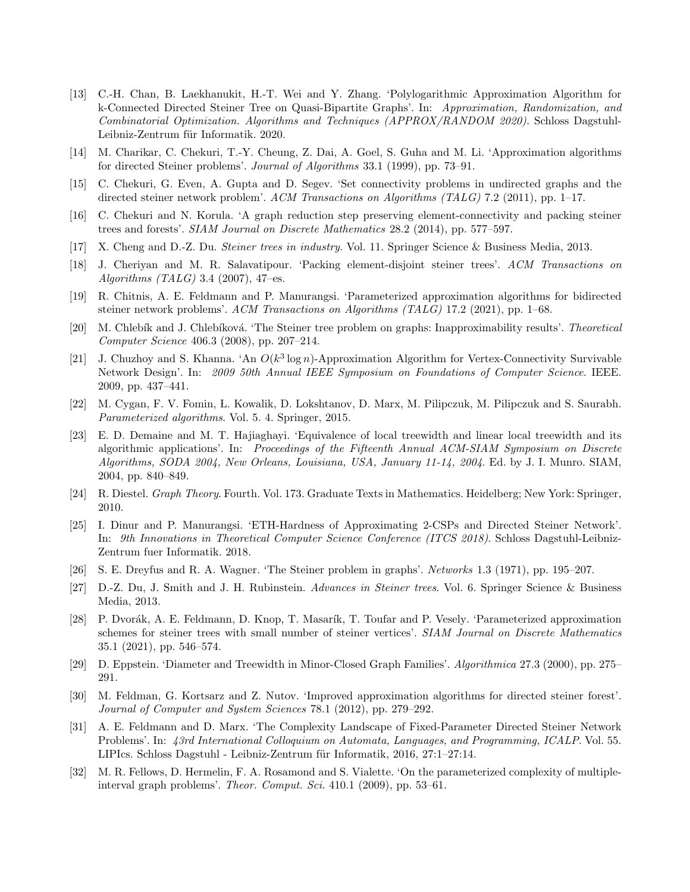[13] C.-H. Chan, B. Laekhanukit, H.-T. Wei and Y. Zhang. 'Polylogarithmic Approximation Algorithm for k-Connected Directed Steiner Tree on Quasi-Bipartite Graphs'. In: *Approximation, Randomization, and Combinatorial Optimization. Algorithms and Techniques (APPROX/RANDOM 2020)*. Schloss Dagstuhl-Leibniz-Zentrum für Informatik. 2020.

[14] M. Charikar, C. Chekuri, T.-Y. Cheung, Z. Dai, A. Goel, S. Guha and M. Li. 'Approximation algorithms for directed Steiner problems'. *Journal of Algorithms* 33.1 (1999), pp. 73–91.

[15] C. Chekuri, G. Even, A. Gupta and D. Segev. 'Set connectivity problems in undirected graphs and the directed steiner network problem'. *ACM Transactions on Algorithms (TALG)* 7.2 (2011), pp. 1–17.

[16] C. Chekuri and N. Korula. 'A graph reduction step preserving element-connectivity and packing steiner trees and forests'. *SIAM Journal on Discrete Mathematics* 28.2 (2014), pp. 577–597.

[17] X. Cheng and D.-Z. Du. *Steiner trees in industry*. Vol. 11. Springer Science & Business Media, 2013.

[18] J. Cheriyan and M. R. Salavatipour. 'Packing element-disjoint steiner trees'. *ACM Transactions on Algorithms (TALG)* 3.4 (2007), 47–es.

[19] R. Chitnis, A. E. Feldmann and P. Manurangsi. 'Parameterized approximation algorithms for bidirected steiner network problems'. *ACM Transactions on Algorithms (TALG)* 17.2 (2021), pp. 1–68.

[20] M. Chlebík and J. Chlebíková. 'The Steiner tree problem on graphs: Inapproximability results'. *Theoretical Computer Science* 406.3 (2008), pp. 207–214.

[21] J. Chuzhoy and S. Khanna. 'An $O(k^3 \log n)$-Approximation Algorithm for Vertex-Connectivity Survivable Network Design'. In: *2009 50th Annual IEEE Symposium on Foundations of Computer Science*. IEEE. 2009, pp. 437–441.

[22] M. Cygan, F. V. Fomin, Ł. Kowalik, D. Lokshtanov, D. Marx, M. Pilipczuk, M. Pilipczuk and S. Saurabh. *Parameterized algorithms*. Vol. 5. 4. Springer, 2015.

[23] E. D. Demaine and M. T. Hajiaghayi. 'Equivalence of local treewidth and linear local treewidth and its algorithmic applications'. In: *Proceedings of the Fifteenth Annual ACM-SIAM Symposium on Discrete Algorithms, SODA 2004, New Orleans, Louisiana, USA, January 11-14, 2004*. Ed. by J. I. Munro. SIAM, 2004, pp. 840–849.

[24] R. Diestel. *Graph Theory*. Fourth. Vol. 173. Graduate Texts in Mathematics. Heidelberg; New York: Springer, 2010.

[25] I. Dinur and P. Manurangsi. 'ETH-Hardness of Approximating 2-CSPs and Directed Steiner Network'. In: *9th Innovations in Theoretical Computer Science Conference (ITCS 2018)*. Schloss Dagstuhl-Leibniz-Zentrum fuer Informatik. 2018.

[26] S. E. Dreyfus and R. A. Wagner. 'The Steiner problem in graphs'. *Networks* 1.3 (1971), pp. 195–207.

[27] D.-Z. Du, J. Smith and J. H. Rubinstein. *Advances in Steiner trees*. Vol. 6. Springer Science & Business Media, 2013.

[28] P. Dvorák, A. E. Feldmann, D. Knop, T. Masarík, T. Toufar and P. Vesely. 'Parameterized approximation schemes for steiner trees with small number of steiner vertices'. *SIAM Journal on Discrete Mathematics* 35.1 (2021), pp. 546–574.

[29] D. Eppstein. 'Diameter and Treewidth in Minor-Closed Graph Families'. *Algorithmica* 27.3 (2000), pp. 275–291.

[30] M. Feldman, G. Kortsarz and Z. Nutov. 'Improved approximation algorithms for directed steiner forest'. *Journal of Computer and System Sciences* 78.1 (2012), pp. 279–292.

[31] A. E. Feldmann and D. Marx. 'The Complexity Landscape of Fixed-Parameter Directed Steiner Network Problems'. In: *43rd International Colloquium on Automata, Languages, and Programming, ICALP*. Vol. 55. LIPIcs. Schloss Dagstuhl - Leibniz-Zentrum für Informatik, 2016, 27:1–27:14.

[32] M. R. Fellows, D. Hermelin, F. A. Rosamond and S. Vialette. 'On the parameterized complexity of multiple-interval graph problems'. *Theor. Comput. Sci.* 410.1 (2009), pp. 53–61.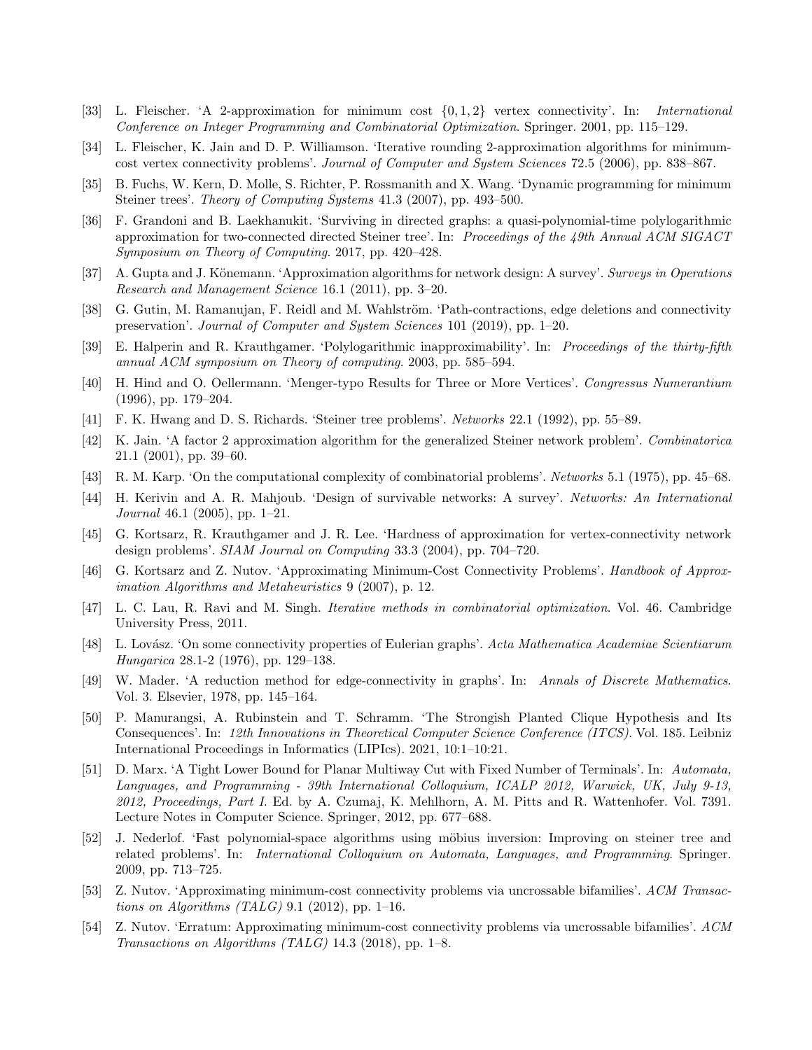[33] L. Fleischer. ‘A 2-approximation for minimum cost $\{0, 1, 2\}$ vertex connectivity’. In: *International Conference on Integer Programming and Combinatorial Optimization*. Springer. 2001, pp. 115–129.

[34] L. Fleischer, K. Jain and D. P. Williamson. ‘Iterative rounding 2-approximation algorithms for minimum-cost vertex connectivity problems’. *Journal of Computer and System Sciences* 72.5 (2006), pp. 838–867.

[35] B. Fuchs, W. Kern, D. Molle, S. Richter, P. Rossmanith and X. Wang. ‘Dynamic programming for minimum Steiner trees’. *Theory of Computing Systems* 41.3 (2007), pp. 493–500.

[36] F. Grandoni and B. Laekhanukit. ‘Surviving in directed graphs: a quasi-polynomial-time polylogarithmic approximation for two-connected directed Steiner tree’. In: *Proceedings of the 49th Annual ACM SIGACT Symposium on Theory of Computing*. 2017, pp. 420–428.

[37] A. Gupta and J. Könemann. ‘Approximation algorithms for network design: A survey’. *Surveys in Operations Research and Management Science* 16.1 (2011), pp. 3–20.

[38] G. Gutin, M. Ramanujan, F. Reidl and M. Wahlström. ‘Path-contractions, edge deletions and connectivity preservation’. *Journal of Computer and System Sciences* 101 (2019), pp. 1–20.

[39] E. Halperin and R. Krauthgamer. ‘Polylogarithmic inapproximability’. In: *Proceedings of the thirty-fifth annual ACM symposium on Theory of computing*. 2003, pp. 585–594.

[40] H. Hind and O. Oellermann. ‘Menger-typo Results for Three or More Vertices’. *Congressus Numerantium* (1996), pp. 179–204.

[41] F. K. Hwang and D. S. Richards. ‘Steiner tree problems’. *Networks* 22.1 (1992), pp. 55–89.

[42] K. Jain. ‘A factor 2 approximation algorithm for the generalized Steiner network problem’. *Combinatorica* 21.1 (2001), pp. 39–60.

[43] R. M. Karp. ‘On the computational complexity of combinatorial problems’. *Networks* 5.1 (1975), pp. 45–68.

[44] H. Kerivin and A. R. Mahjoub. ‘Design of survivable networks: A survey’. *Networks: An International Journal* 46.1 (2005), pp. 1–21.

[45] G. Kortsarz, R. Krauthgamer and J. R. Lee. ‘Hardness of approximation for vertex-connectivity network design problems’. *SIAM Journal on Computing* 33.3 (2004), pp. 704–720.

[46] G. Kortsarz and Z. Nutov. ‘Approximating Minimum-Cost Connectivity Problems’. *Handbook of Approximation Algorithms and Metaheuristics* 9 (2007), p. 12.

[47] L. C. Lau, R. Ravi and M. Singh. *Iterative methods in combinatorial optimization*. Vol. 46. Cambridge University Press, 2011.

[48] L. Lovász. ‘On some connectivity properties of Eulerian graphs’. *Acta Mathematica Academiae Scientiarum Hungarica* 28.1-2 (1976), pp. 129–138.

[49] W. Mader. ‘A reduction method for edge-connectivity in graphs’. In: *Annals of Discrete Mathematics*. Vol. 3. Elsevier, 1978, pp. 145–164.

[50] P. Manurangsi, A. Rubinstein and T. Schramm. ‘The Strongish Planted Clique Hypothesis and Its Consequences’. In: *12th Innovations in Theoretical Computer Science Conference (ITCS)*. Vol. 185. Leibniz International Proceedings in Informatics (LIPIcs). 2021, 10:1–10:21.

[51] D. Marx. ‘A Tight Lower Bound for Planar Multiway Cut with Fixed Number of Terminals’. In: *Automata, Languages, and Programming - 39th International Colloquium, ICALP 2012, Warwick, UK, July 9-13, 2012, Proceedings, Part I*. Ed. by A. Czumaj, K. Mehlhorn, A. M. Pitts and R. Wattenhofer. Vol. 7391. Lecture Notes in Computer Science. Springer, 2012, pp. 677–688.

[52] J. Nederlof. ‘Fast polynomial-space algorithms using möbius inversion: Improving on steiner tree and related problems’. In: *International Colloquium on Automata, Languages, and Programming*. Springer. 2009, pp. 713–725.

[53] Z. Nutov. ‘Approximating minimum-cost connectivity problems via uncrossable bifamilies’. *ACM Transactions on Algorithms (TALG)* 9.1 (2012), pp. 1–16.

[54] Z. Nutov. ‘Erratum: Approximating minimum-cost connectivity problems via uncrossable bifamilies’. *ACM Transactions on Algorithms (TALG)* 14.3 (2018), pp. 1–8.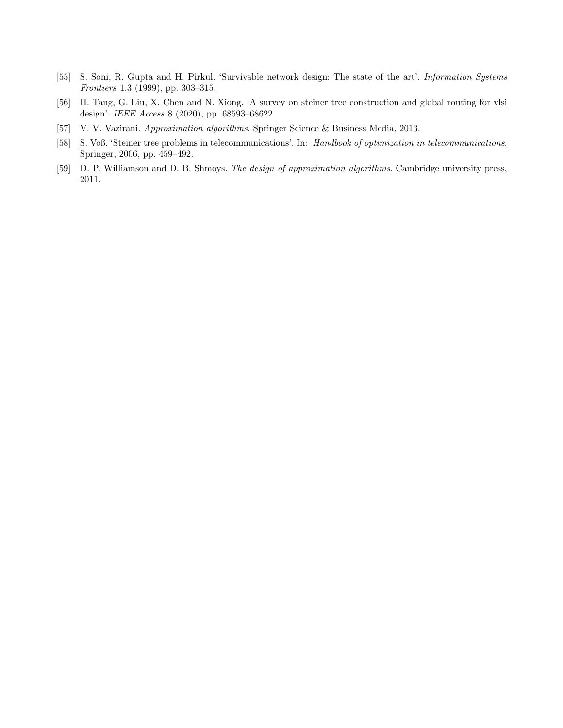[55] S. Soni, R. Gupta and H. Pirkul. 'Survivable network design: The state of the art'. *Information Systems Frontiers* 1.3 (1999), pp. 303–315.

[56] H. Tang, G. Liu, X. Chen and N. Xiong. 'A survey on steiner tree construction and global routing for vlsi design'. *IEEE Access* 8 (2020), pp. 68593–68622.

[57] V. V. Vazirani. *Approximation algorithms*. Springer Science & Business Media, 2013.

[58] S. Voß. 'Steiner tree problems in telecommunications'. In: *Handbook of optimization in telecommunications*. Springer, 2006, pp. 459–492.

[59] D. P. Williamson and D. B. Shmoys. *The design of approximation algorithms*. Cambridge university press, 2011.